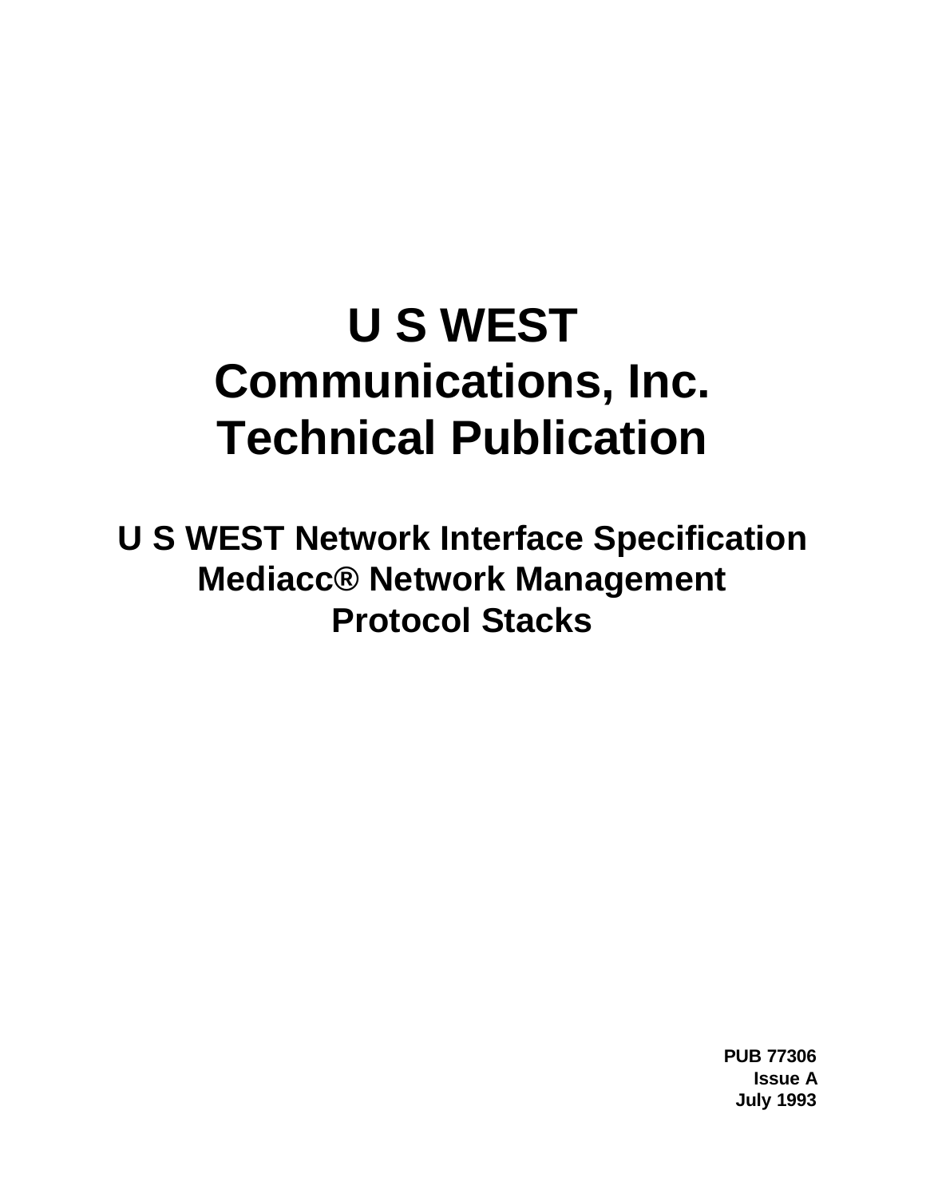# U S WEST Communications, Inc. Technical Publication

## U S WEST Network Interface Specification Mediacc® Network Management Protocol Stacks

**PUB 77306**
**Issue A**
**July 1993**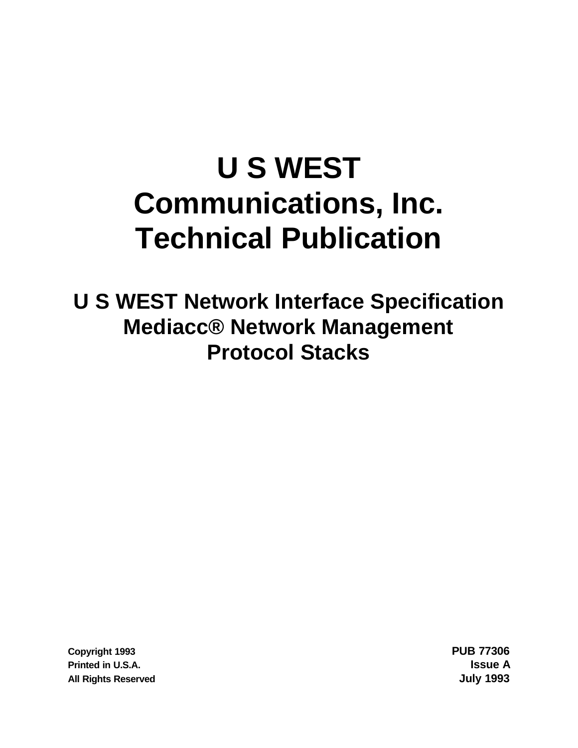# U S WEST Communications, Inc. Technical Publication

## U S WEST Network Interface Specification Mediacc® Network Management Protocol Stacks

Copyright 1993
Printed in U.S.A.
All Rights Reserved

PUB 77306
Issue A
July 1993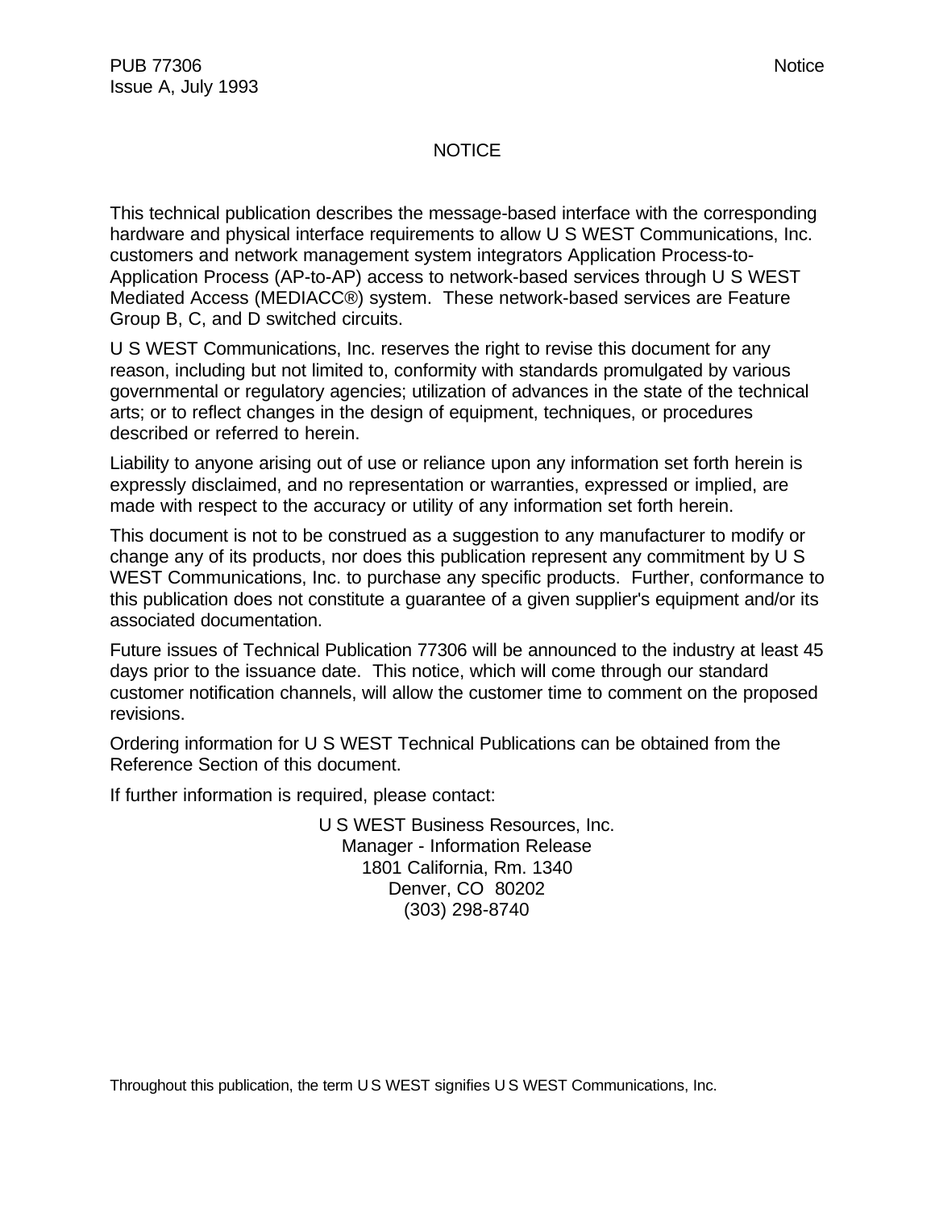# NOTICE

This technical publication describes the message-based interface with the corresponding hardware and physical interface requirements to allow U S WEST Communications, Inc. customers and network management system integrators Application Process-to-Application Process (AP-to-AP) access to network-based services through U S WEST Mediated Access (MEDIACC®) system. These network-based services are Feature Group B, C, and D switched circuits.

U S WEST Communications, Inc. reserves the right to revise this document for any reason, including but not limited to, conformity with standards promulgated by various governmental or regulatory agencies; utilization of advances in the state of the technical arts; or to reflect changes in the design of equipment, techniques, or procedures described or referred to herein.

Liability to anyone arising out of use or reliance upon any information set forth herein is expressly disclaimed, and no representation or warranties, expressed or implied, are made with respect to the accuracy or utility of any information set forth herein.

This document is not to be construed as a suggestion to any manufacturer to modify or change any of its products, nor does this publication represent any commitment by U S WEST Communications, Inc. to purchase any specific products. Further, conformance to this publication does not constitute a guarantee of a given supplier's equipment and/or its associated documentation.

Future issues of Technical Publication 77306 will be announced to the industry at least 45 days prior to the issuance date. This notice, which will come through our standard customer notification channels, will allow the customer time to comment on the proposed revisions.

Ordering information for U S WEST Technical Publications can be obtained from the Reference Section of this document.

If further information is required, please contact:

U S WEST Business Resources, Inc.
Manager - Information Release
1801 California, Rm. 1340
Denver, CO 80202
(303) 298-8740

Throughout this publication, the term U S WEST signifies U S WEST Communications, Inc.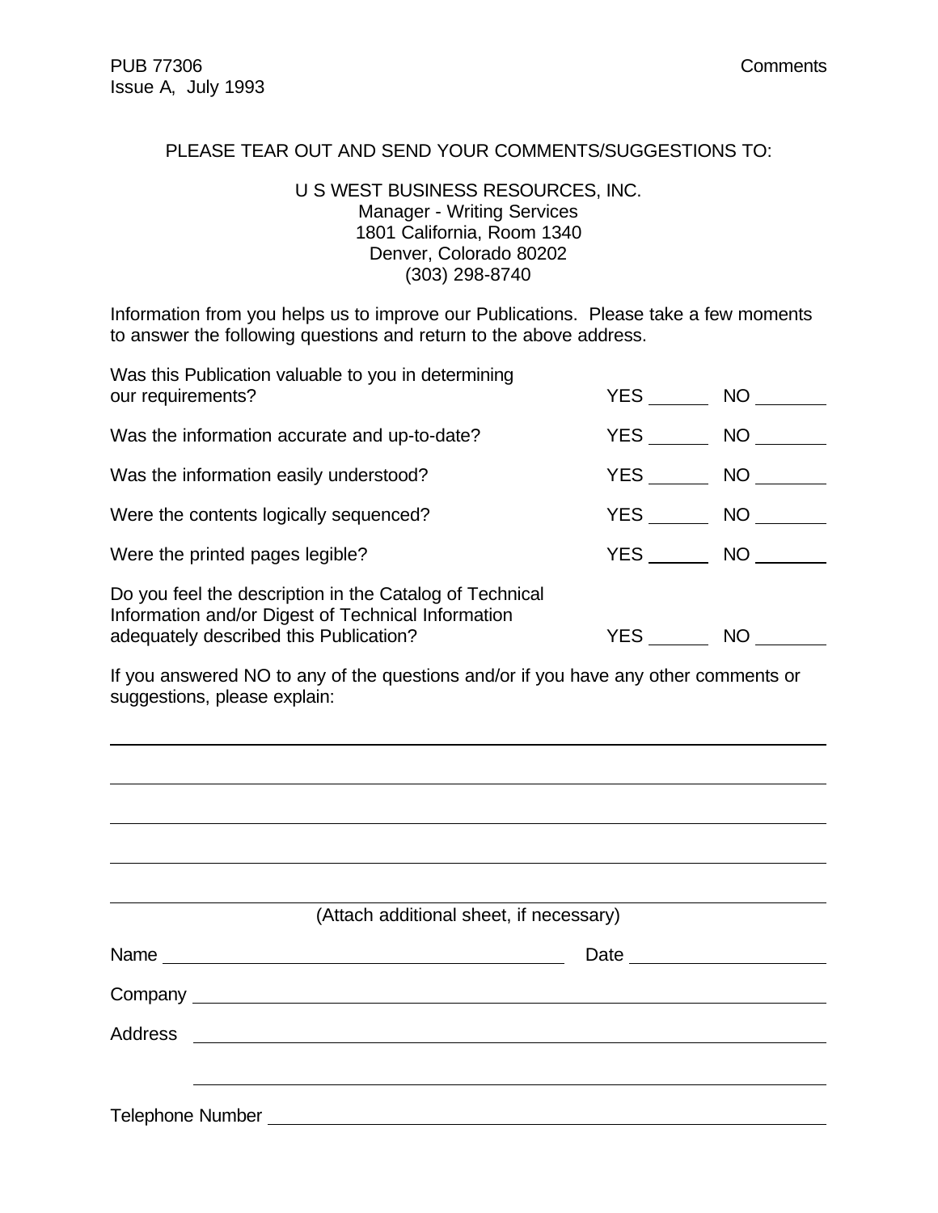PLEASE TEAR OUT AND SEND YOUR COMMENTS/SUGGESTIONS TO:

U S WEST BUSINESS RESOURCES, INC.
Manager - Writing Services
1801 California, Room 1340
Denver, Colorado 80202
(303) 298-8740

Information from you helps us to improve our Publications. Please take a few moments to answer the following questions and return to the above address.

| | | |
|---|---|---|
| Was this Publication valuable to you in determining our requirements? | YES ______ | NO ______ |
| Was the information accurate and up-to-date? | YES ______ | NO ______ |
| Was the information easily understood? | YES ______ | NO ______ |
| Were the contents logically sequenced? | YES ______ | NO ______ |
| Were the printed pages legible? | YES ______ | NO ______ |
| Do you feel the description in the Catalog of Technical Information and/or Digest of Technical Information adequately described this Publication? | YES ______ | NO ______ |

If you answered NO to any of the questions and/or if you have any other comments or suggestions, please explain:

______________________________________________________________________

______________________________________________________________________

______________________________________________________________________

______________________________________________________________________

______________________________________________________________________

(Attach additional sheet, if necessary)

Name ________________________________________ Date ____________________

Company ______________________________________________________________

Address ______________________________________________________________

______________________________________________________________

Telephone Number ______________________________________________________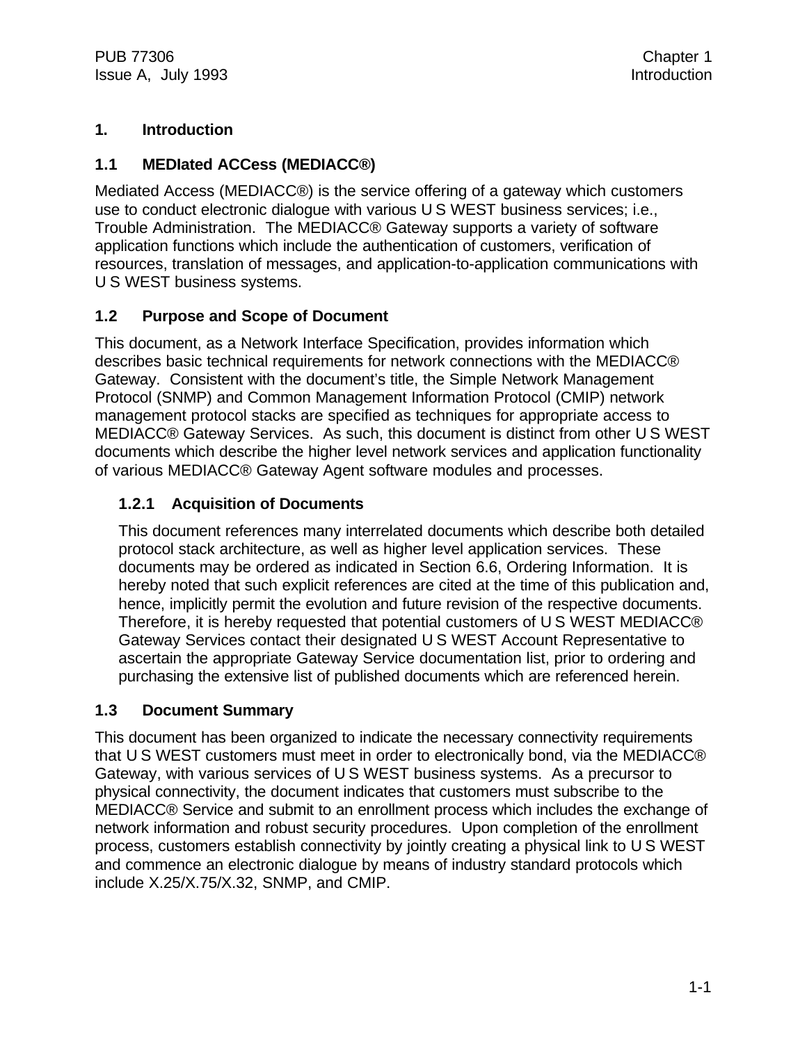# 1. Introduction

## 1.1 MEDIated ACCess (MEDIACC®)

Mediated Access (MEDIACC®) is the service offering of a gateway which customers use to conduct electronic dialogue with various U S WEST business services; i.e., Trouble Administration. The MEDIACC® Gateway supports a variety of software application functions which include the authentication of customers, verification of resources, translation of messages, and application-to-application communications with U S WEST business systems.

## 1.2 Purpose and Scope of Document

This document, as a Network Interface Specification, provides information which describes basic technical requirements for network connections with the MEDIACC® Gateway. Consistent with the document's title, the Simple Network Management Protocol (SNMP) and Common Management Information Protocol (CMIP) network management protocol stacks are specified as techniques for appropriate access to MEDIACC® Gateway Services. As such, this document is distinct from other U S WEST documents which describe the higher level network services and application functionality of various MEDIACC® Gateway Agent software modules and processes.

### 1.2.1 Acquisition of Documents

This document references many interrelated documents which describe both detailed protocol stack architecture, as well as higher level application services. These documents may be ordered as indicated in Section 6.6, Ordering Information. It is hereby noted that such explicit references are cited at the time of this publication and, hence, implicitly permit the evolution and future revision of the respective documents. Therefore, it is hereby requested that potential customers of U S WEST MEDIACC® Gateway Services contact their designated U S WEST Account Representative to ascertain the appropriate Gateway Service documentation list, prior to ordering and purchasing the extensive list of published documents which are referenced herein.

## 1.3 Document Summary

This document has been organized to indicate the necessary connectivity requirements that U S WEST customers must meet in order to electronically bond, via the MEDIACC® Gateway, with various services of U S WEST business systems. As a precursor to physical connectivity, the document indicates that customers must subscribe to the MEDIACC® Service and submit to an enrollment process which includes the exchange of network information and robust security procedures. Upon completion of the enrollment process, customers establish connectivity by jointly creating a physical link to U S WEST and commence an electronic dialogue by means of industry standard protocols which include X.25/X.75/X.32, SNMP, and CMIP.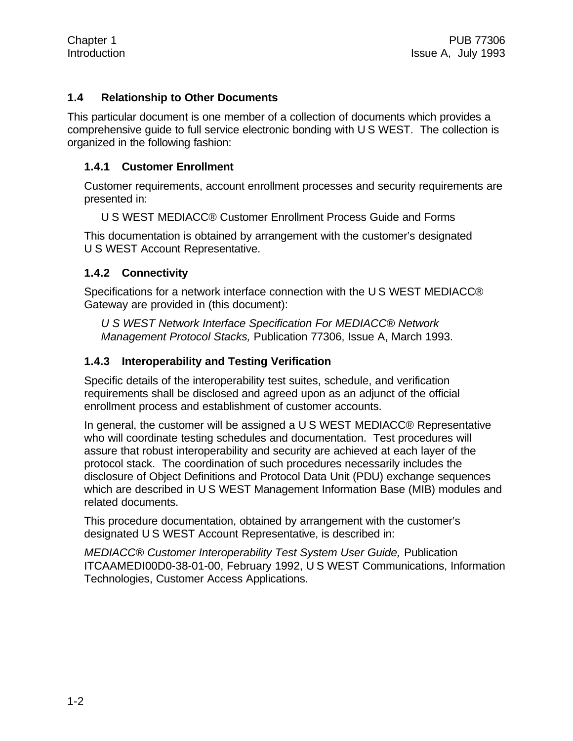## 1.4 Relationship to Other Documents

This particular document is one member of a collection of documents which provides a comprehensive guide to full service electronic bonding with U S WEST. The collection is organized in the following fashion:

### 1.4.1 Customer Enrollment

Customer requirements, account enrollment processes and security requirements are presented in:

U S WEST MEDIACC® Customer Enrollment Process Guide and Forms

This documentation is obtained by arrangement with the customer's designated U S WEST Account Representative.

### 1.4.2 Connectivity

Specifications for a network interface connection with the U S WEST MEDIACC® Gateway are provided in (this document):

*U S WEST Network Interface Specification For MEDIACC® Network Management Protocol Stacks,* Publication 77306, Issue A, March 1993.

### 1.4.3 Interoperability and Testing Verification

Specific details of the interoperability test suites, schedule, and verification requirements shall be disclosed and agreed upon as an adjunct of the official enrollment process and establishment of customer accounts.

In general, the customer will be assigned a U S WEST MEDIACC® Representative who will coordinate testing schedules and documentation. Test procedures will assure that robust interoperability and security are achieved at each layer of the protocol stack. The coordination of such procedures necessarily includes the disclosure of Object Definitions and Protocol Data Unit (PDU) exchange sequences which are described in U S WEST Management Information Base (MIB) modules and related documents.

This procedure documentation, obtained by arrangement with the customer's designated U S WEST Account Representative, is described in:

*MEDIACC® Customer Interoperability Test System User Guide,* Publication ITCAAMEDI00D0-38-01-00, February 1992, U S WEST Communications, Information Technologies, Customer Access Applications.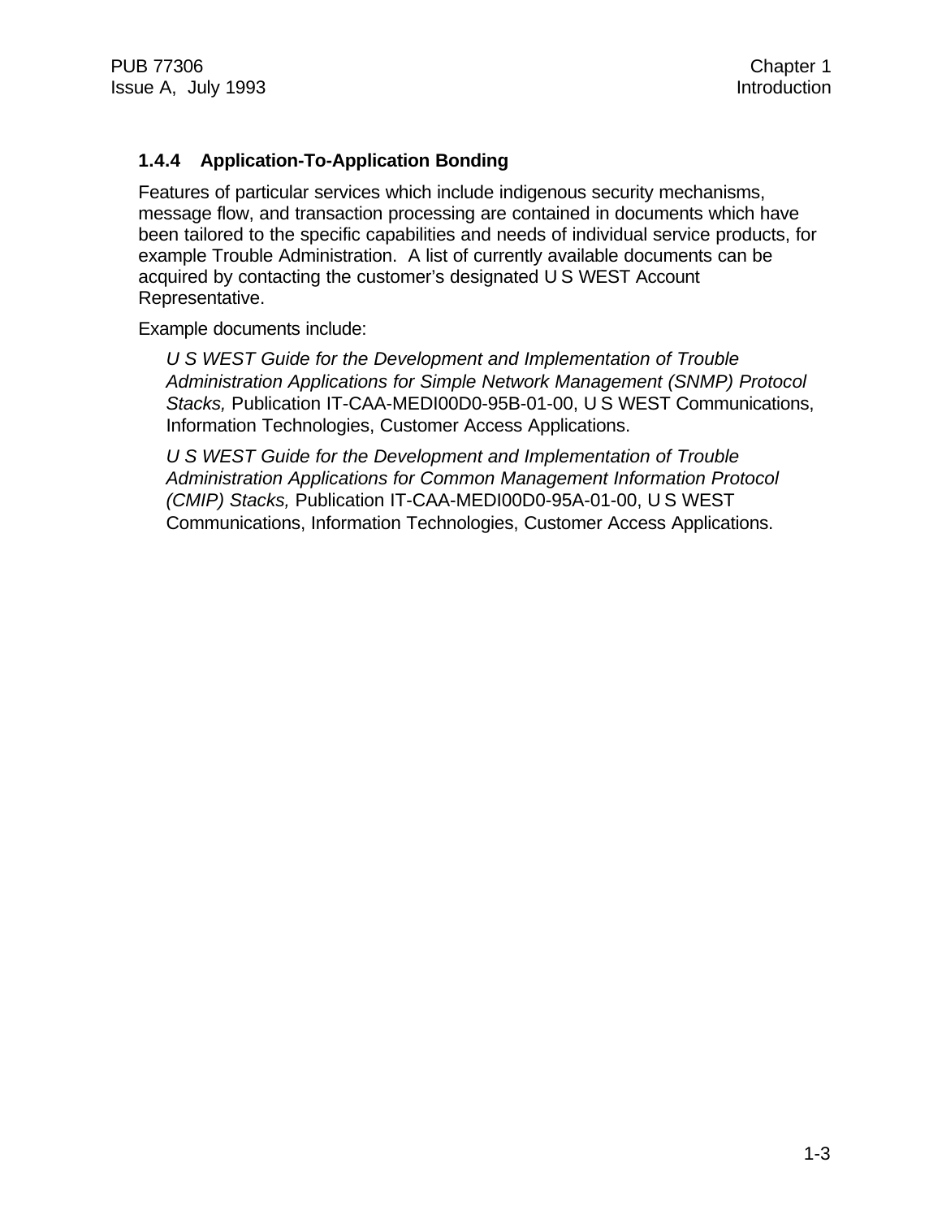### 1.4.4 Application-To-Application Bonding

Features of particular services which include indigenous security mechanisms, message flow, and transaction processing are contained in documents which have been tailored to the specific capabilities and needs of individual service products, for example Trouble Administration. A list of currently available documents can be acquired by contacting the customer's designated U S WEST Account Representative.

Example documents include:

> *U S WEST Guide for the Development and Implementation of Trouble Administration Applications for Simple Network Management (SNMP) Protocol Stacks,* Publication IT-CAA-MEDI00D0-95B-01-00, U S WEST Communications, Information Technologies, Customer Access Applications.
>
> *U S WEST Guide for the Development and Implementation of Trouble Administration Applications for Common Management Information Protocol (CMIP) Stacks,* Publication IT-CAA-MEDI00D0-95A-01-00, U S WEST Communications, Information Technologies, Customer Access Applications.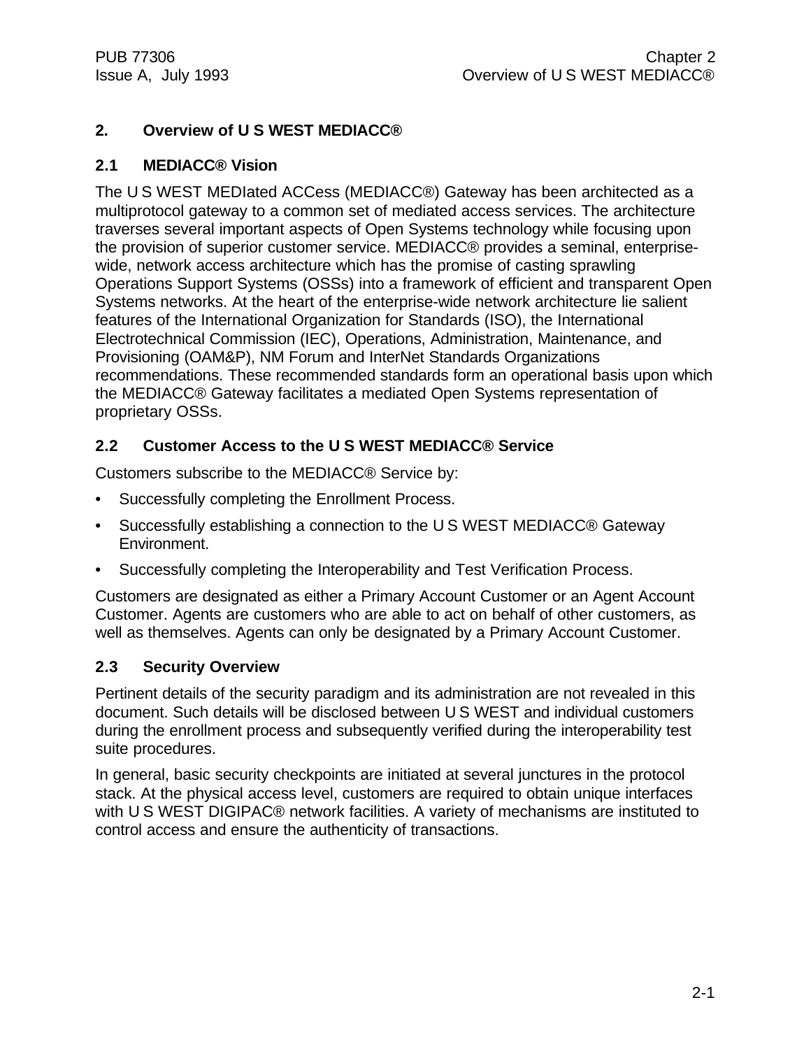## 2. Overview of U S WEST MEDIACC®

### 2.1 MEDIACC® Vision

The U S WEST MEDIated ACCess (MEDIACC®) Gateway has been architected as a multiprotocol gateway to a common set of mediated access services. The architecture traverses several important aspects of Open Systems technology while focusing upon the provision of superior customer service. MEDIACC® provides a seminal, enterprise-wide, network access architecture which has the promise of casting sprawling Operations Support Systems (OSSs) into a framework of efficient and transparent Open Systems networks. At the heart of the enterprise-wide network architecture lie salient features of the International Organization for Standards (ISO), the International Electrotechnical Commission (IEC), Operations, Administration, Maintenance, and Provisioning (OAM&P), NM Forum and InterNet Standards Organizations recommendations. These recommended standards form an operational basis upon which the MEDIACC® Gateway facilitates a mediated Open Systems representation of proprietary OSSs.

### 2.2 Customer Access to the U S WEST MEDIACC® Service

Customers subscribe to the MEDIACC® Service by:

- Successfully completing the Enrollment Process.
- Successfully establishing a connection to the U S WEST MEDIACC® Gateway Environment.
- Successfully completing the Interoperability and Test Verification Process.

Customers are designated as either a Primary Account Customer or an Agent Account Customer. Agents are customers who are able to act on behalf of other customers, as well as themselves. Agents can only be designated by a Primary Account Customer.

### 2.3 Security Overview

Pertinent details of the security paradigm and its administration are not revealed in this document. Such details will be disclosed between U S WEST and individual customers during the enrollment process and subsequently verified during the interoperability test suite procedures.

In general, basic security checkpoints are initiated at several junctures in the protocol stack. At the physical access level, customers are required to obtain unique interfaces with U S WEST DIGIPAC® network facilities. A variety of mechanisms are instituted to control access and ensure the authenticity of transactions.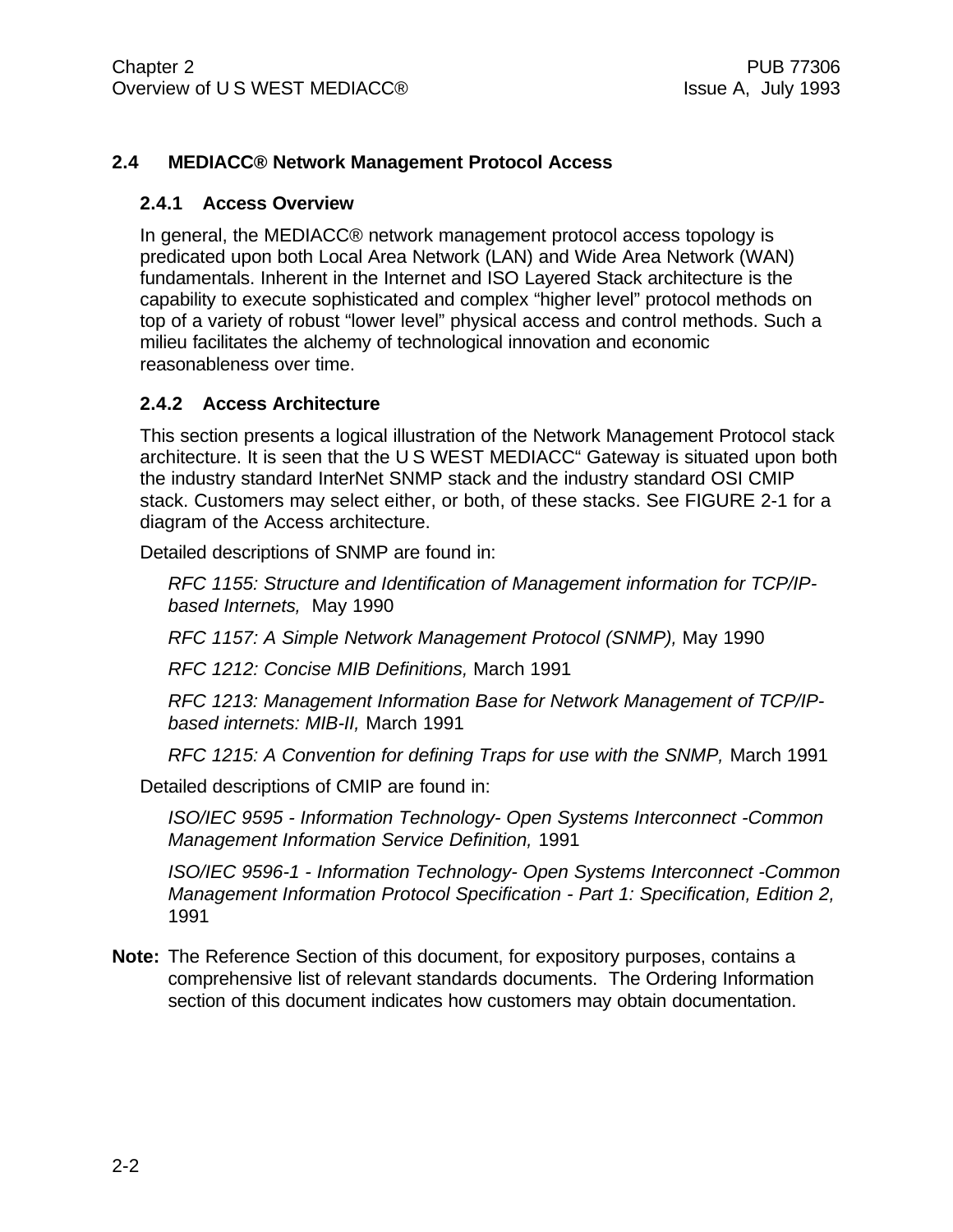## 2.4 MEDIACC® Network Management Protocol Access

### 2.4.1 Access Overview

In general, the MEDIACC® network management protocol access topology is predicated upon both Local Area Network (LAN) and Wide Area Network (WAN) fundamentals. Inherent in the Internet and ISO Layered Stack architecture is the capability to execute sophisticated and complex "higher level" protocol methods on top of a variety of robust "lower level" physical access and control methods. Such a milieu facilitates the alchemy of technological innovation and economic reasonableness over time.

### 2.4.2 Access Architecture

This section presents a logical illustration of the Network Management Protocol stack architecture. It is seen that the U S WEST MEDIACC" Gateway is situated upon both the industry standard InterNet SNMP stack and the industry standard OSI CMIP stack. Customers may select either, or both, of these stacks. See FIGURE 2-1 for a diagram of the Access architecture.

Detailed descriptions of SNMP are found in:

*RFC 1155: Structure and Identification of Management information for TCP/IP-based Internets,* May 1990

*RFC 1157: A Simple Network Management Protocol (SNMP),* May 1990

*RFC 1212: Concise MIB Definitions,* March 1991

*RFC 1213: Management Information Base for Network Management of TCP/IP-based internets: MIB-II,* March 1991

*RFC 1215: A Convention for defining Traps for use with the SNMP,* March 1991

Detailed descriptions of CMIP are found in:

*ISO/IEC 9595 - Information Technology- Open Systems Interconnect -Common Management Information Service Definition,* 1991

*ISO/IEC 9596-1 - Information Technology- Open Systems Interconnect -Common Management Information Protocol Specification - Part 1: Specification, Edition 2,* 1991

**Note:** The Reference Section of this document, for expository purposes, contains a comprehensive list of relevant standards documents. The Ordering Information section of this document indicates how customers may obtain documentation.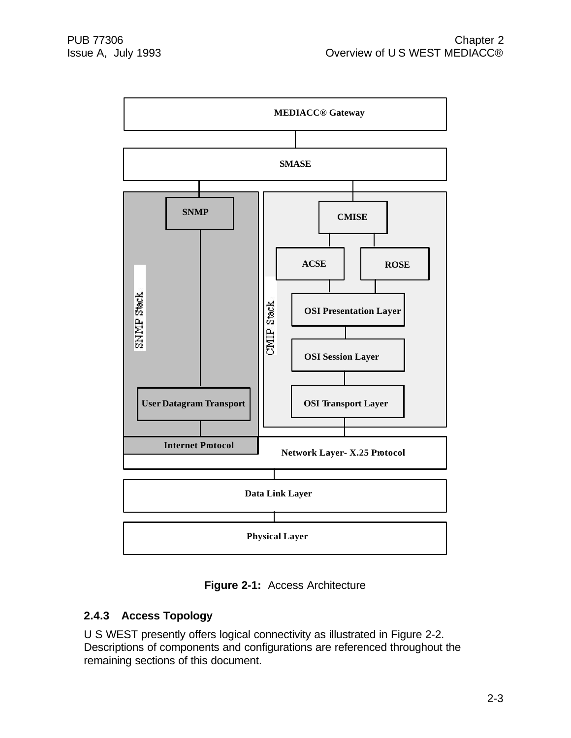MEDIACC® Gateway

SMASE

SNMP

CMISE

ACSE

ROSE

SNMP Stack

CMIP Stack

OSI Presentation Layer

OSI Session Layer

User Datagram Transport

OSI Transport Layer

Internet Protocol

Network Layer- X.25 Protocol

Data Link Layer

Physical Layer

**Figure 2-1:** Access Architecture

### 2.4.3 Access Topology

U S WEST presently offers logical connectivity as illustrated in Figure 2-2. Descriptions of components and configurations are referenced throughout the remaining sections of this document.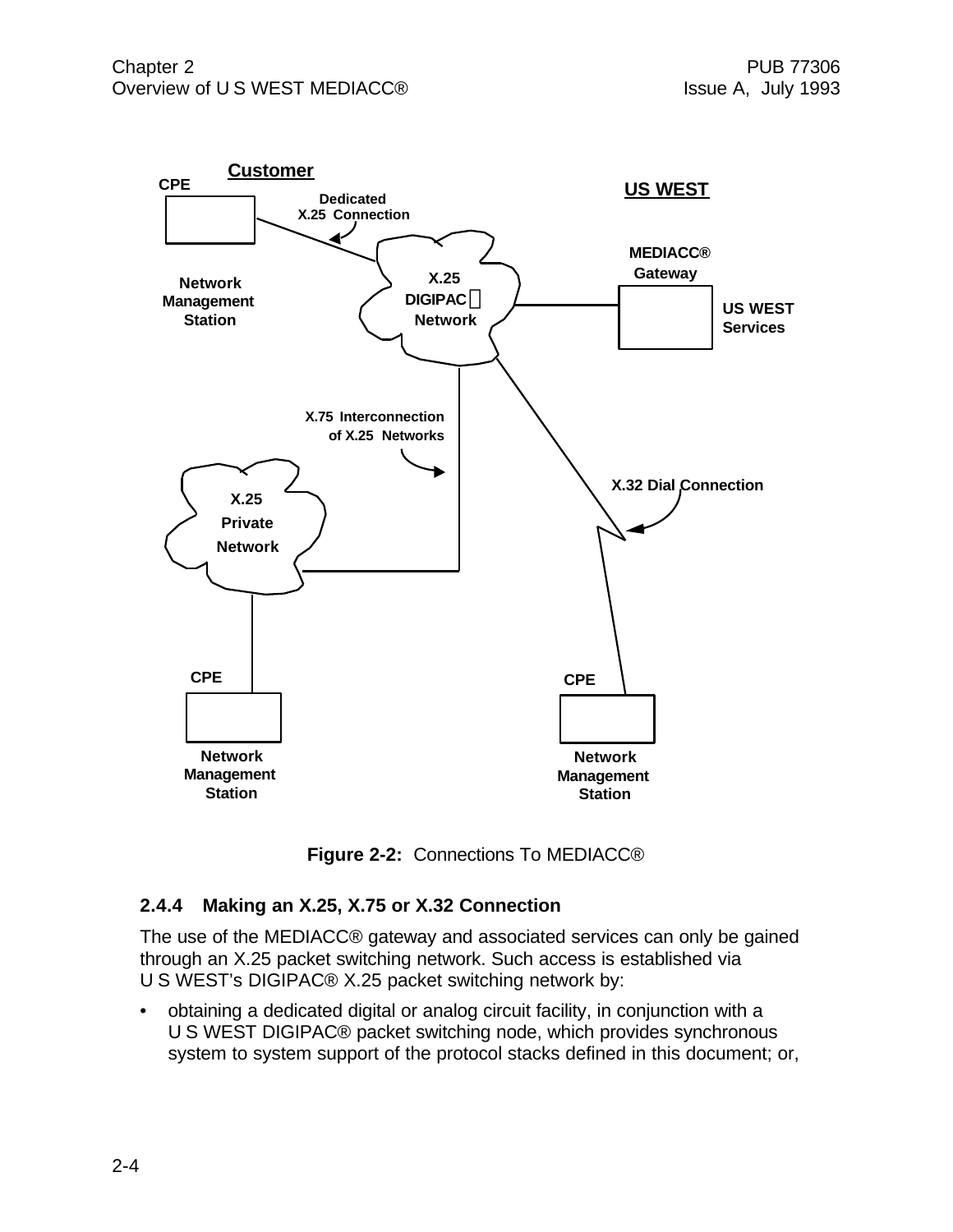Figure 2-2: Connections To MEDIACC®

### 2.4.4 Making an X.25, X.75 or X.32 Connection

The use of the MEDIACC® gateway and associated services can only be gained through an X.25 packet switching network. Such access is established via U S WEST's DIGIPAC® X.25 packet switching network by:

- obtaining a dedicated digital or analog circuit facility, in conjunction with a U S WEST DIGIPAC® packet switching node, which provides synchronous system to system support of the protocol stacks defined in this document; or,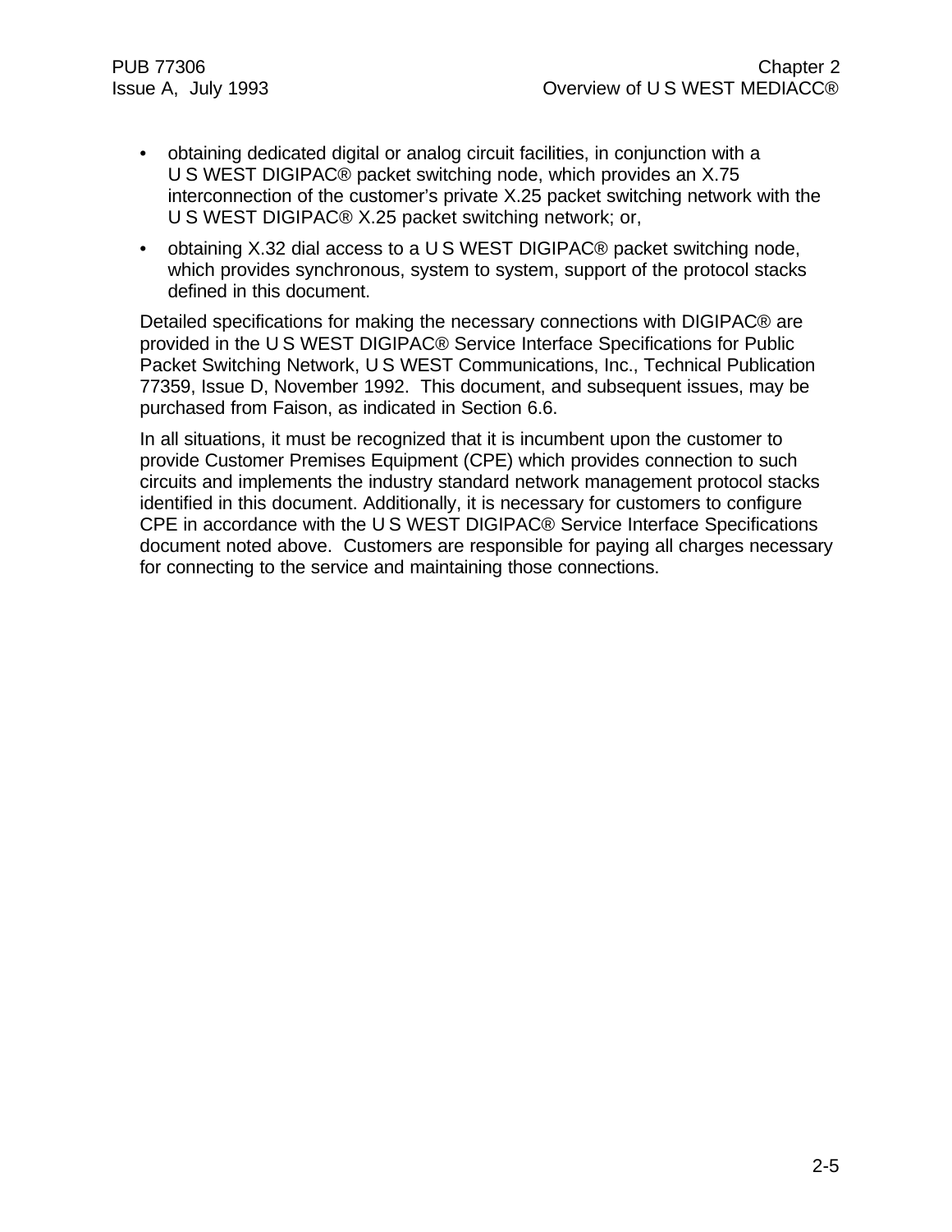- obtaining dedicated digital or analog circuit facilities, in conjunction with a U S WEST DIGIPAC® packet switching node, which provides an X.75 interconnection of the customer's private X.25 packet switching network with the U S WEST DIGIPAC® X.25 packet switching network; or,
- obtaining X.32 dial access to a U S WEST DIGIPAC® packet switching node, which provides synchronous, system to system, support of the protocol stacks defined in this document.

Detailed specifications for making the necessary connections with DIGIPAC® are provided in the U S WEST DIGIPAC® Service Interface Specifications for Public Packet Switching Network, U S WEST Communications, Inc., Technical Publication 77359, Issue D, November 1992. This document, and subsequent issues, may be purchased from Faison, as indicated in Section 6.6.

In all situations, it must be recognized that it is incumbent upon the customer to provide Customer Premises Equipment (CPE) which provides connection to such circuits and implements the industry standard network management protocol stacks identified in this document. Additionally, it is necessary for customers to configure CPE in accordance with the U S WEST DIGIPAC® Service Interface Specifications document noted above. Customers are responsible for paying all charges necessary for connecting to the service and maintaining those connections.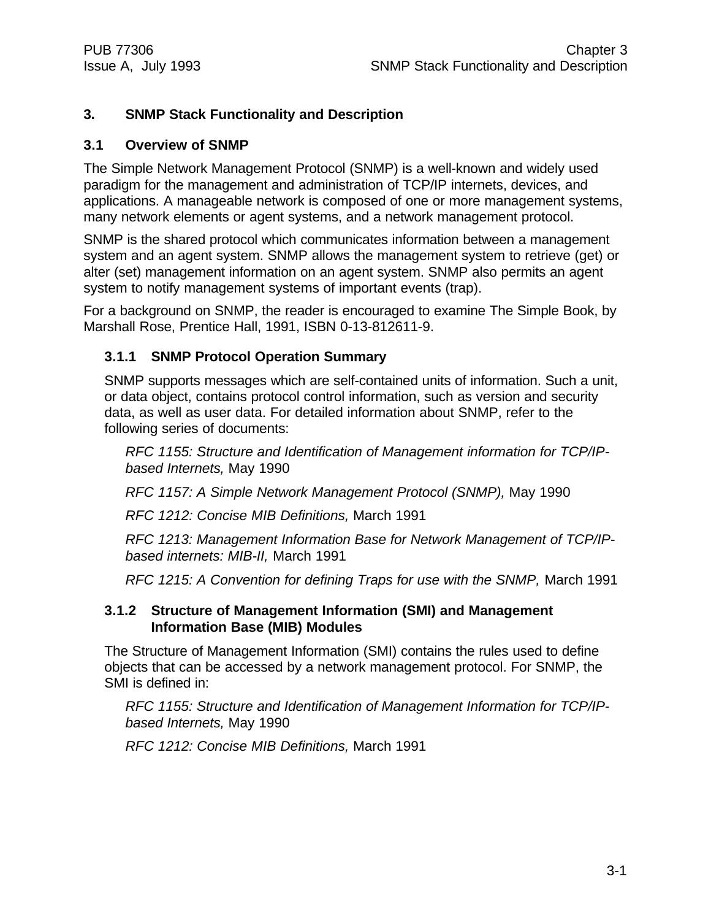# 3. SNMP Stack Functionality and Description

## 3.1 Overview of SNMP

The Simple Network Management Protocol (SNMP) is a well-known and widely used paradigm for the management and administration of TCP/IP internets, devices, and applications. A manageable network is composed of one or more management systems, many network elements or agent systems, and a network management protocol.

SNMP is the shared protocol which communicates information between a management system and an agent system. SNMP allows the management system to retrieve (get) or alter (set) management information on an agent system. SNMP also permits an agent system to notify management systems of important events (trap).

For a background on SNMP, the reader is encouraged to examine The Simple Book, by Marshall Rose, Prentice Hall, 1991, ISBN 0-13-812611-9.

### 3.1.1 SNMP Protocol Operation Summary

SNMP supports messages which are self-contained units of information. Such a unit, or data object, contains protocol control information, such as version and security data, as well as user data. For detailed information about SNMP, refer to the following series of documents:

*RFC 1155: Structure and Identification of Management information for TCP/IP-based Internets,* May 1990

*RFC 1157: A Simple Network Management Protocol (SNMP),* May 1990

*RFC 1212: Concise MIB Definitions,* March 1991

*RFC 1213: Management Information Base for Network Management of TCP/IP-based internets: MIB-II,* March 1991

*RFC 1215: A Convention for defining Traps for use with the SNMP,* March 1991

### 3.1.2 Structure of Management Information (SMI) and Management Information Base (MIB) Modules

The Structure of Management Information (SMI) contains the rules used to define objects that can be accessed by a network management protocol. For SNMP, the SMI is defined in:

*RFC 1155: Structure and Identification of Management Information for TCP/IP-based Internets,* May 1990

*RFC 1212: Concise MIB Definitions,* March 1991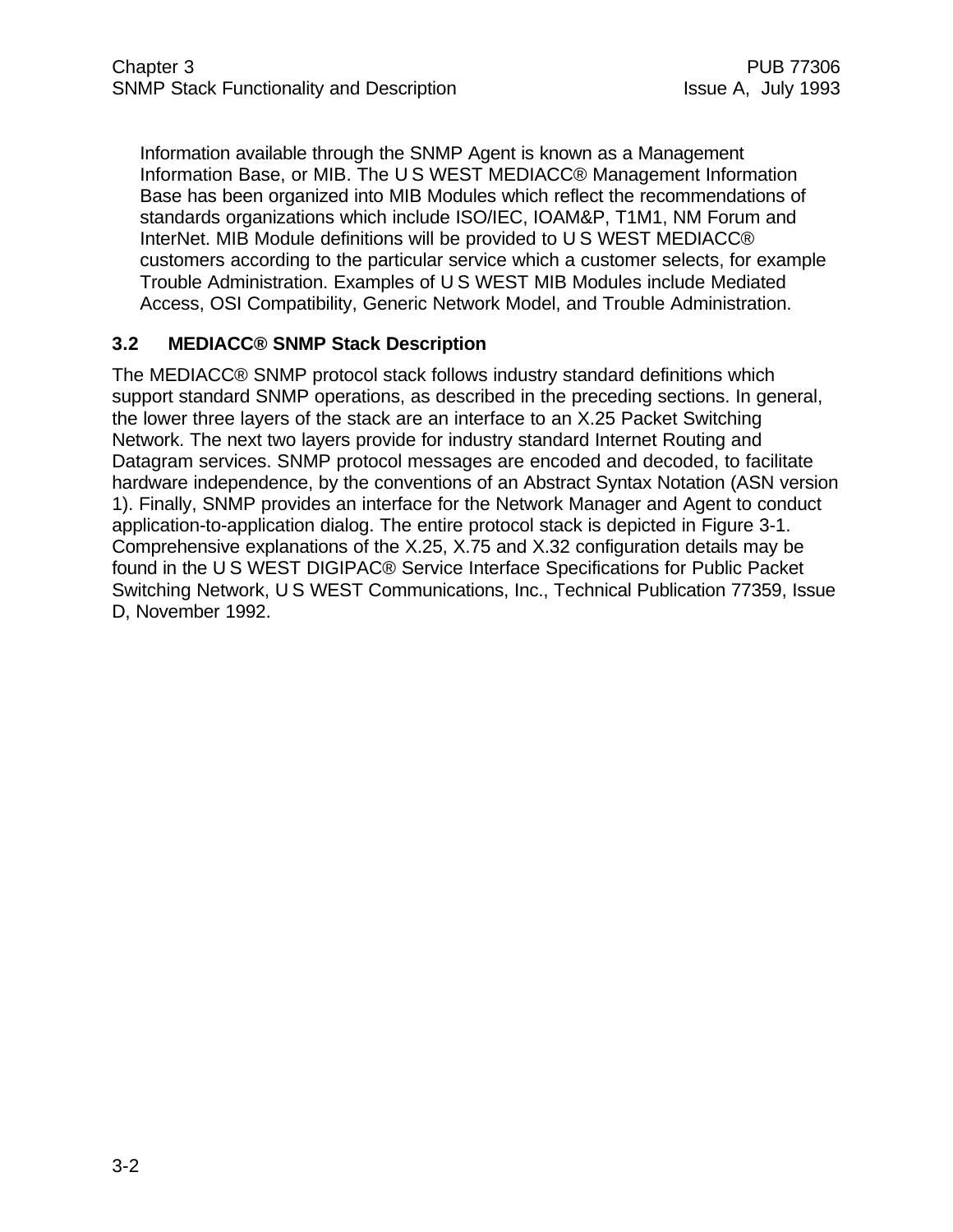Information available through the SNMP Agent is known as a Management Information Base, or MIB. The U S WEST MEDIACC® Management Information Base has been organized into MIB Modules which reflect the recommendations of standards organizations which include ISO/IEC, IOAM&P, T1M1, NM Forum and InterNet. MIB Module definitions will be provided to U S WEST MEDIACC® customers according to the particular service which a customer selects, for example Trouble Administration. Examples of U S WEST MIB Modules include Mediated Access, OSI Compatibility, Generic Network Model, and Trouble Administration.

### 3.2 MEDIACC® SNMP Stack Description

The MEDIACC® SNMP protocol stack follows industry standard definitions which support standard SNMP operations, as described in the preceding sections. In general, the lower three layers of the stack are an interface to an X.25 Packet Switching Network. The next two layers provide for industry standard Internet Routing and Datagram services. SNMP protocol messages are encoded and decoded, to facilitate hardware independence, by the conventions of an Abstract Syntax Notation (ASN version 1). Finally, SNMP provides an interface for the Network Manager and Agent to conduct application-to-application dialog. The entire protocol stack is depicted in Figure 3-1. Comprehensive explanations of the X.25, X.75 and X.32 configuration details may be found in the U S WEST DIGIPAC® Service Interface Specifications for Public Packet Switching Network, U S WEST Communications, Inc., Technical Publication 77359, Issue D, November 1992.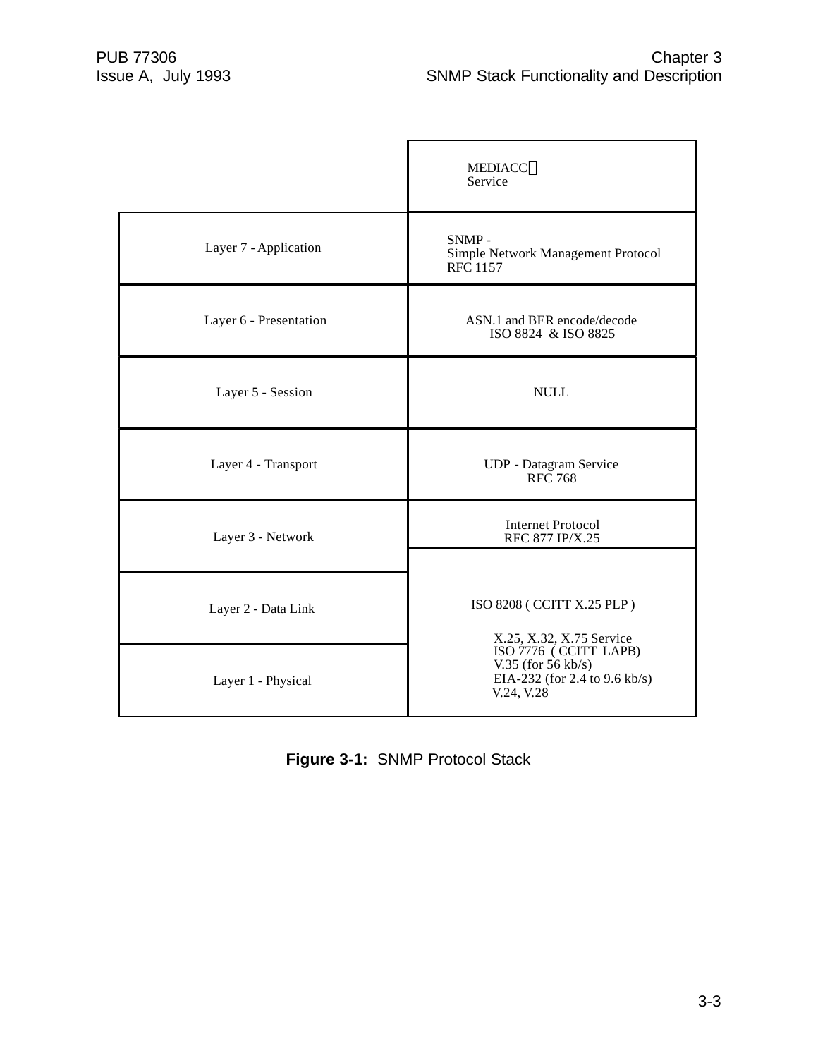|  | MEDIACC Service |
| --- | --- |
| Layer 7 - Application | SNMP - Simple Network Management Protocol RFC 1157 |
| Layer 6 - Presentation | ASN.1 and BER encode/decode ISO 8824 & ISO 8825 |
| Layer 5 - Session | NULL |
| Layer 4 - Transport | UDP - Datagram Service RFC 768 |
| Layer 3 - Network | Internet Protocol RFC 877 IP/X.25 |
| Layer 2 - Data Link | ISO 8208 ( CCITT X.25 PLP ) |
| Layer 1 - Physical | X.25, X.32, X.75 Service ISO 7776 ( CCITT LAPB) V.35 (for 56 kb/s) EIA-232 (for 2.4 to 9.6 kb/s) V.24, V.28 |

**Figure 3-1:** SNMP Protocol Stack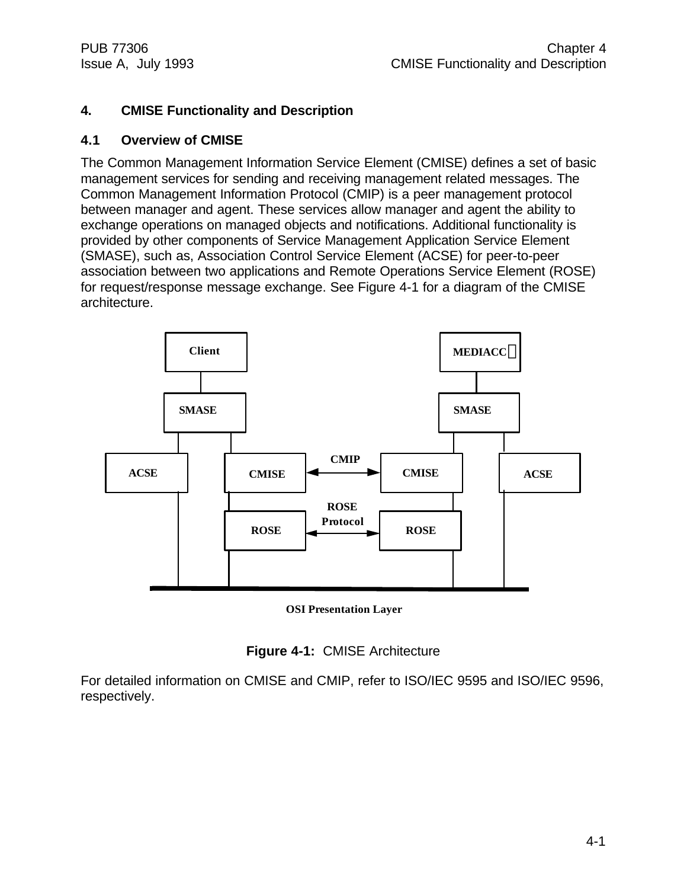# 4. CMISE Functionality and Description

## 4.1 Overview of CMISE

The Common Management Information Service Element (CMISE) defines a set of basic management services for sending and receiving management related messages. The Common Management Information Protocol (CMIP) is a peer management protocol between manager and agent. These services allow manager and agent the ability to exchange operations on managed objects and notifications. Additional functionality is provided by other components of Service Management Application Service Element (SMASE), such as, Association Control Service Element (ACSE) for peer-to-peer association between two applications and Remote Operations Service Element (ROSE) for request/response message exchange. See Figure 4-1 for a diagram of the CMISE architecture.

Client

MEDIACC

SMASE

SMASE

ACSE

CMISE

CMIP

CMISE

ACSE

ROSE

ROSE Protocol

ROSE

OSI Presentation Layer

**Figure 4-1:** CMISE Architecture

For detailed information on CMISE and CMIP, refer to ISO/IEC 9595 and ISO/IEC 9596, respectively.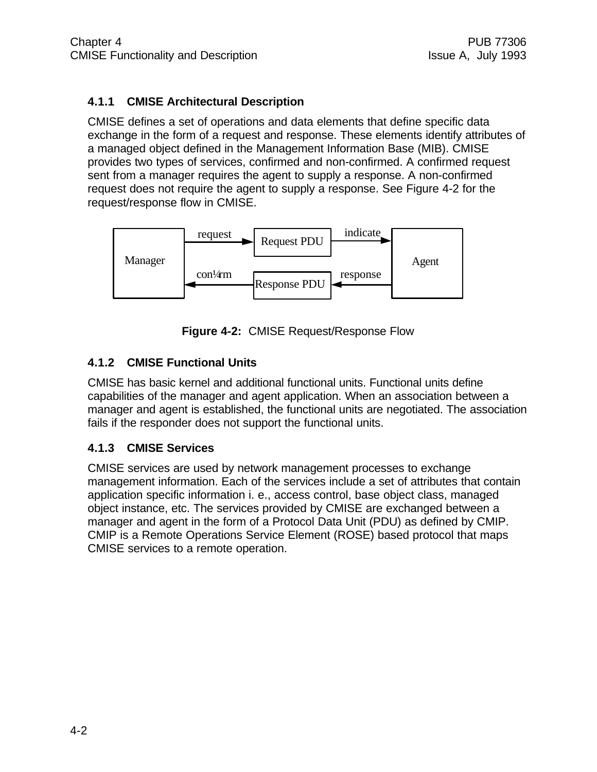### 4.1.1 CMISE Architectural Description

CMISE defines a set of operations and data elements that define specific data exchange in the form of a request and response. These elements identify attributes of a managed object defined in the Management Information Base (MIB). CMISE provides two types of services, confirmed and non-confirmed. A confirmed request sent from a manager requires the agent to supply a response. A non-confirmed request does not require the agent to supply a response. See Figure 4-2 for the request/response flow in CMISE.

Manager — request → Request PDU — indicate → Agent

Agent — response → Response PDU — con¼rm → Manager

**Figure 4-2:** CMISE Request/Response Flow

### 4.1.2 CMISE Functional Units

CMISE has basic kernel and additional functional units. Functional units define capabilities of the manager and agent application. When an association between a manager and agent is established, the functional units are negotiated. The association fails if the responder does not support the functional units.

### 4.1.3 CMISE Services

CMISE services are used by network management processes to exchange management information. Each of the services include a set of attributes that contain application specific information i. e., access control, base object class, managed object instance, etc. The services provided by CMISE are exchanged between a manager and agent in the form of a Protocol Data Unit (PDU) as defined by CMIP. CMIP is a Remote Operations Service Element (ROSE) based protocol that maps CMISE services to a remote operation.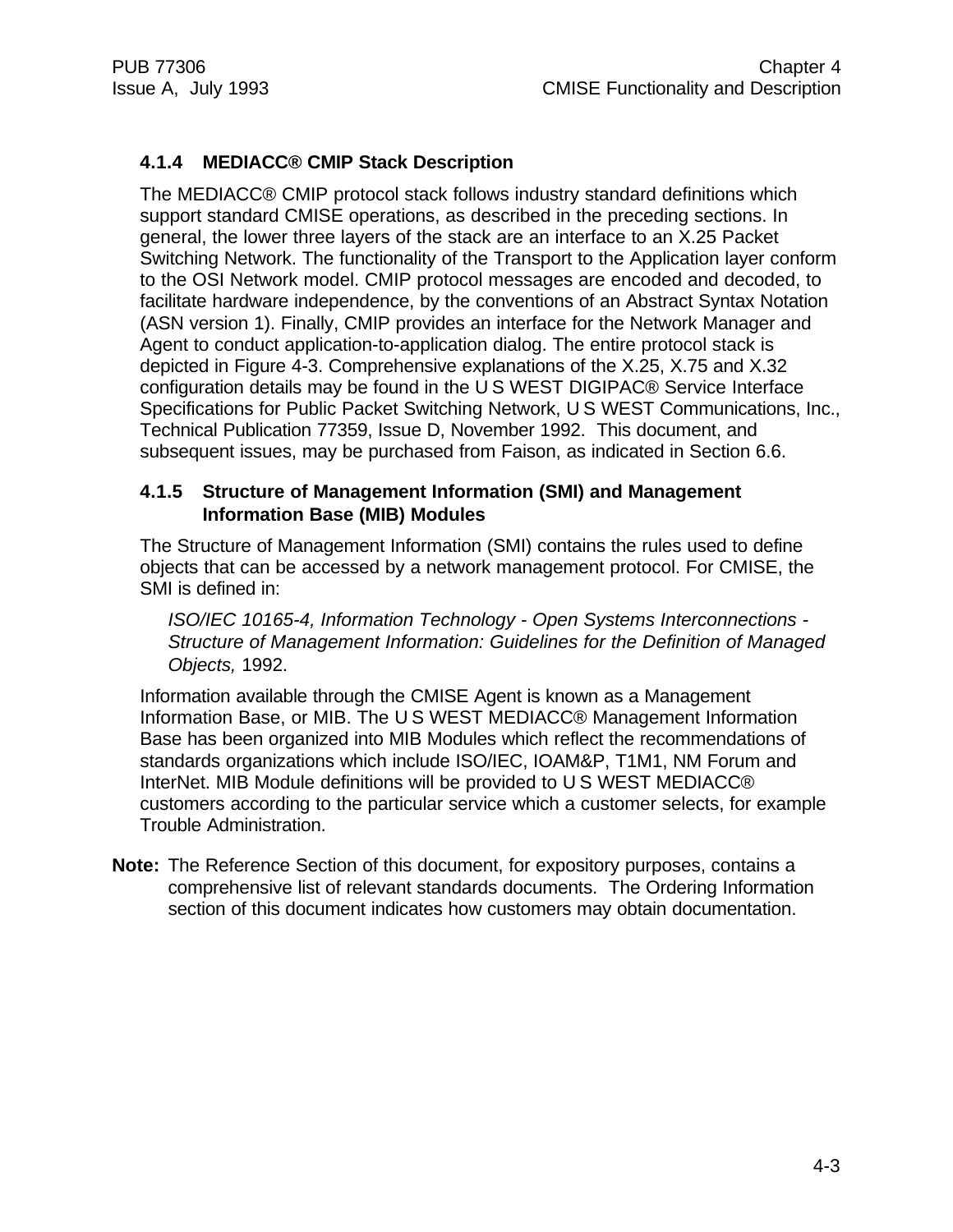### 4.1.4 MEDIACC® CMIP Stack Description

The MEDIACC® CMIP protocol stack follows industry standard definitions which support standard CMISE operations, as described in the preceding sections. In general, the lower three layers of the stack are an interface to an X.25 Packet Switching Network. The functionality of the Transport to the Application layer conform to the OSI Network model. CMIP protocol messages are encoded and decoded, to facilitate hardware independence, by the conventions of an Abstract Syntax Notation (ASN version 1). Finally, CMIP provides an interface for the Network Manager and Agent to conduct application-to-application dialog. The entire protocol stack is depicted in Figure 4-3. Comprehensive explanations of the X.25, X.75 and X.32 configuration details may be found in the U S WEST DIGIPAC® Service Interface Specifications for Public Packet Switching Network, U S WEST Communications, Inc., Technical Publication 77359, Issue D, November 1992. This document, and subsequent issues, may be purchased from Faison, as indicated in Section 6.6.

### 4.1.5 Structure of Management Information (SMI) and Management Information Base (MIB) Modules

The Structure of Management Information (SMI) contains the rules used to define objects that can be accessed by a network management protocol. For CMISE, the SMI is defined in:

*ISO/IEC 10165-4, Information Technology - Open Systems Interconnections - Structure of Management Information: Guidelines for the Definition of Managed Objects,* 1992.

Information available through the CMISE Agent is known as a Management Information Base, or MIB. The U S WEST MEDIACC® Management Information Base has been organized into MIB Modules which reflect the recommendations of standards organizations which include ISO/IEC, IOAM&P, T1M1, NM Forum and InterNet. MIB Module definitions will be provided to U S WEST MEDIACC® customers according to the particular service which a customer selects, for example Trouble Administration.

**Note:** The Reference Section of this document, for expository purposes, contains a comprehensive list of relevant standards documents. The Ordering Information section of this document indicates how customers may obtain documentation.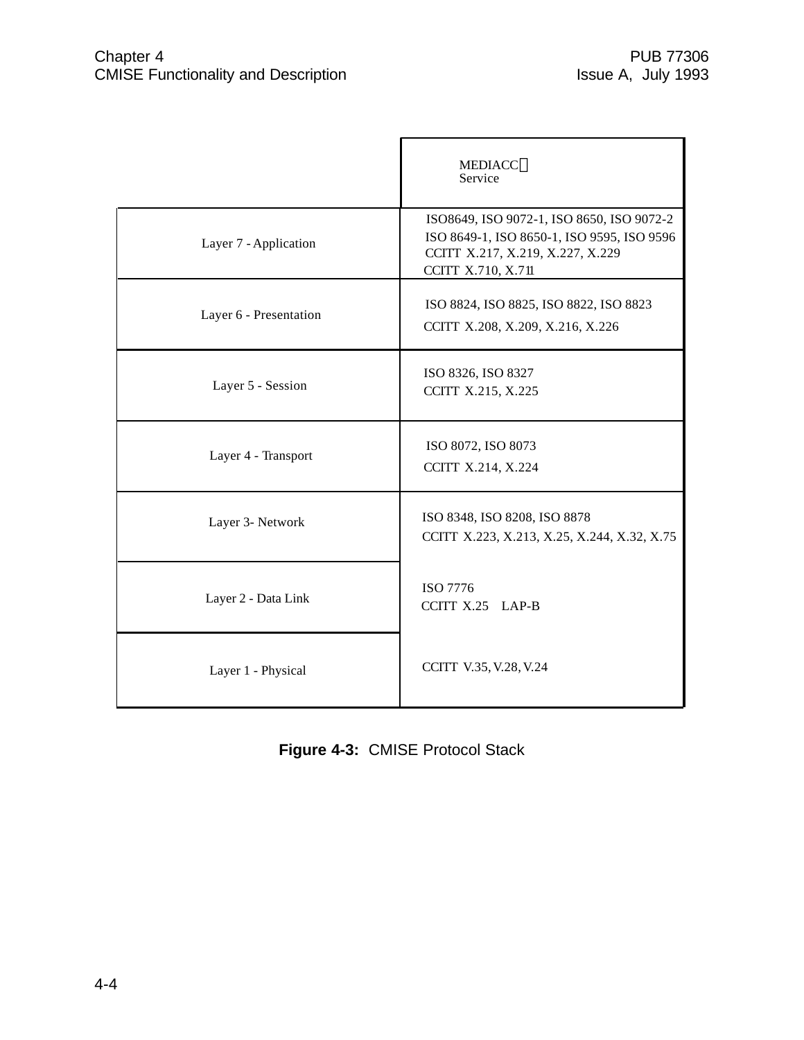| | MEDIACC Service |
|---|---|
| Layer 7 - Application | ISO8649, ISO 9072-1, ISO 8650, ISO 9072-2<br>ISO 8649-1, ISO 8650-1, ISO 9595, ISO 9596<br>CCITT X.217, X.219, X.227, X.229<br>CCITT X.710, X.711 |
| Layer 6 - Presentation | ISO 8824, ISO 8825, ISO 8822, ISO 8823<br>CCITT X.208, X.209, X.216, X.226 |
| Layer 5 - Session | ISO 8326, ISO 8327<br>CCITT X.215, X.225 |
| Layer 4 - Transport | ISO 8072, ISO 8073<br>CCITT X.214, X.224 |
| Layer 3- Network | ISO 8348, ISO 8208, ISO 8878<br>CCITT X.223, X.213, X.25, X.244, X.32, X.75 |
| Layer 2 - Data Link | ISO 7776<br>CCITT X.25 LAP-B |
| Layer 1 - Physical | CCITT V.35, V.28, V.24 |

**Figure 4-3:** CMISE Protocol Stack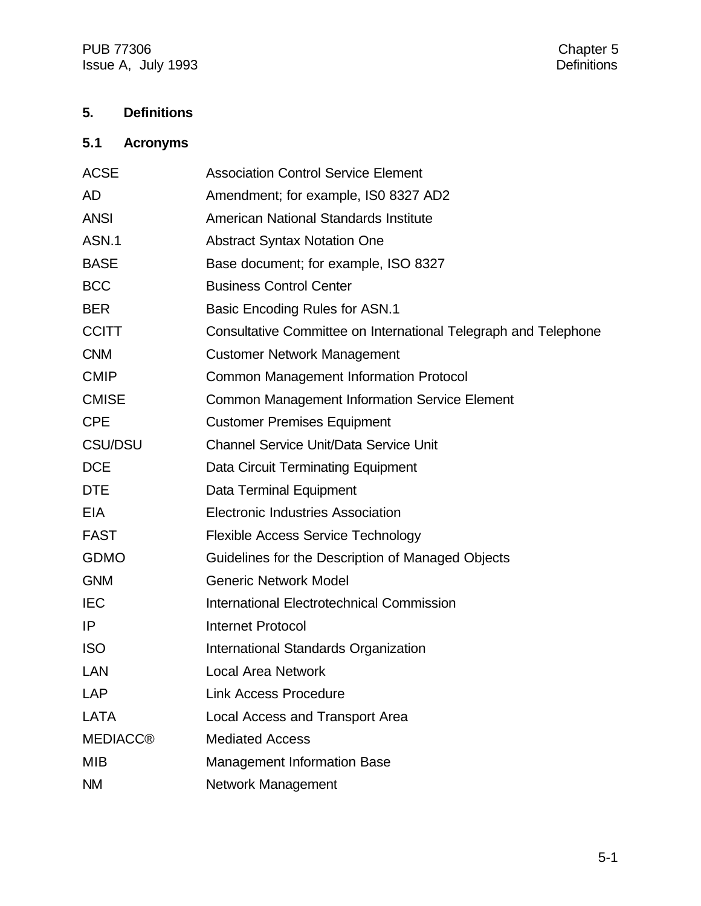# 5. Definitions

## 5.1 Acronyms

| | |
|---|---|
| ACSE | Association Control Service Element |
| AD | Amendment; for example, IS0 8327 AD2 |
| ANSI | American National Standards Institute |
| ASN.1 | Abstract Syntax Notation One |
| BASE | Base document; for example, ISO 8327 |
| BCC | Business Control Center |
| BER | Basic Encoding Rules for ASN.1 |
| CCITT | Consultative Committee on International Telegraph and Telephone |
| CNM | Customer Network Management |
| CMIP | Common Management Information Protocol |
| CMISE | Common Management Information Service Element |
| CPE | Customer Premises Equipment |
| CSU/DSU | Channel Service Unit/Data Service Unit |
| DCE | Data Circuit Terminating Equipment |
| DTE | Data Terminal Equipment |
| EIA | Electronic Industries Association |
| FAST | Flexible Access Service Technology |
| GDMO | Guidelines for the Description of Managed Objects |
| GNM | Generic Network Model |
| IEC | International Electrotechnical Commission |
| IP | Internet Protocol |
| ISO | International Standards Organization |
| LAN | Local Area Network |
| LAP | Link Access Procedure |
| LATA | Local Access and Transport Area |
| MEDIACC® | Mediated Access |
| MIB | Management Information Base |
| NM | Network Management |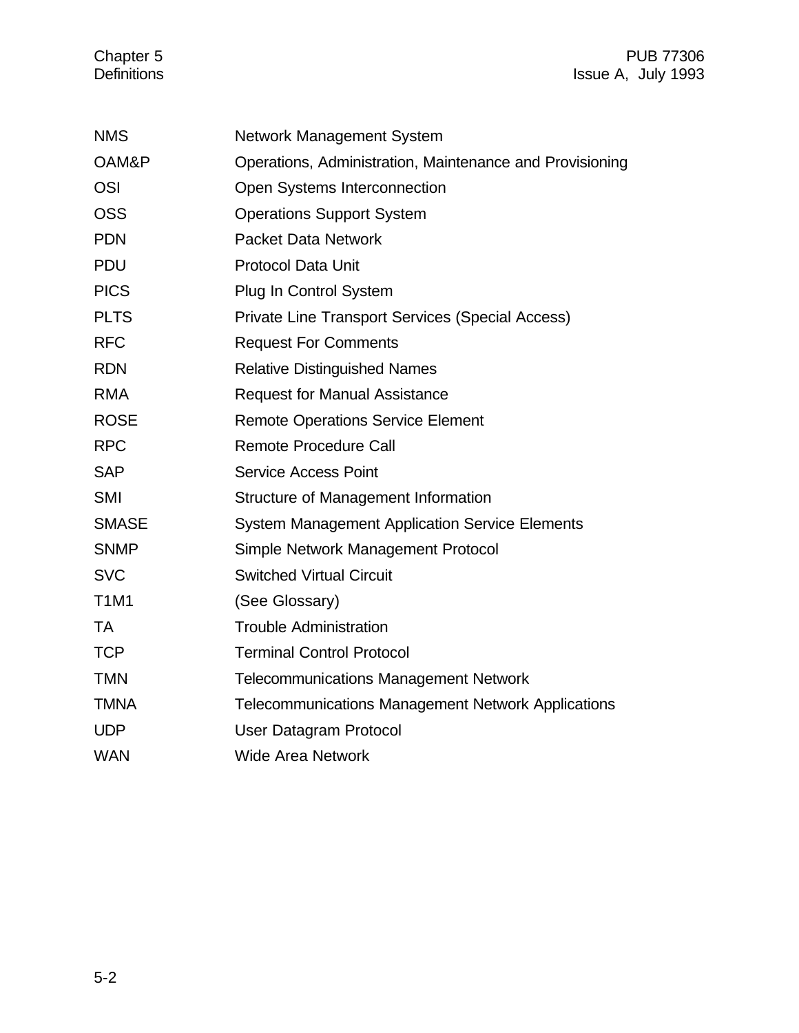| | |
|---|---|
| NMS | Network Management System |
| OAM&P | Operations, Administration, Maintenance and Provisioning |
| OSI | Open Systems Interconnection |
| OSS | Operations Support System |
| PDN | Packet Data Network |
| PDU | Protocol Data Unit |
| PICS | Plug In Control System |
| PLTS | Private Line Transport Services (Special Access) |
| RFC | Request For Comments |
| RDN | Relative Distinguished Names |
| RMA | Request for Manual Assistance |
| ROSE | Remote Operations Service Element |
| RPC | Remote Procedure Call |
| SAP | Service Access Point |
| SMI | Structure of Management Information |
| SMASE | System Management Application Service Elements |
| SNMP | Simple Network Management Protocol |
| SVC | Switched Virtual Circuit |
| T1M1 | (See Glossary) |
| TA | Trouble Administration |
| TCP | Terminal Control Protocol |
| TMN | Telecommunications Management Network |
| TMNA | Telecommunications Management Network Applications |
| UDP | User Datagram Protocol |
| WAN | Wide Area Network |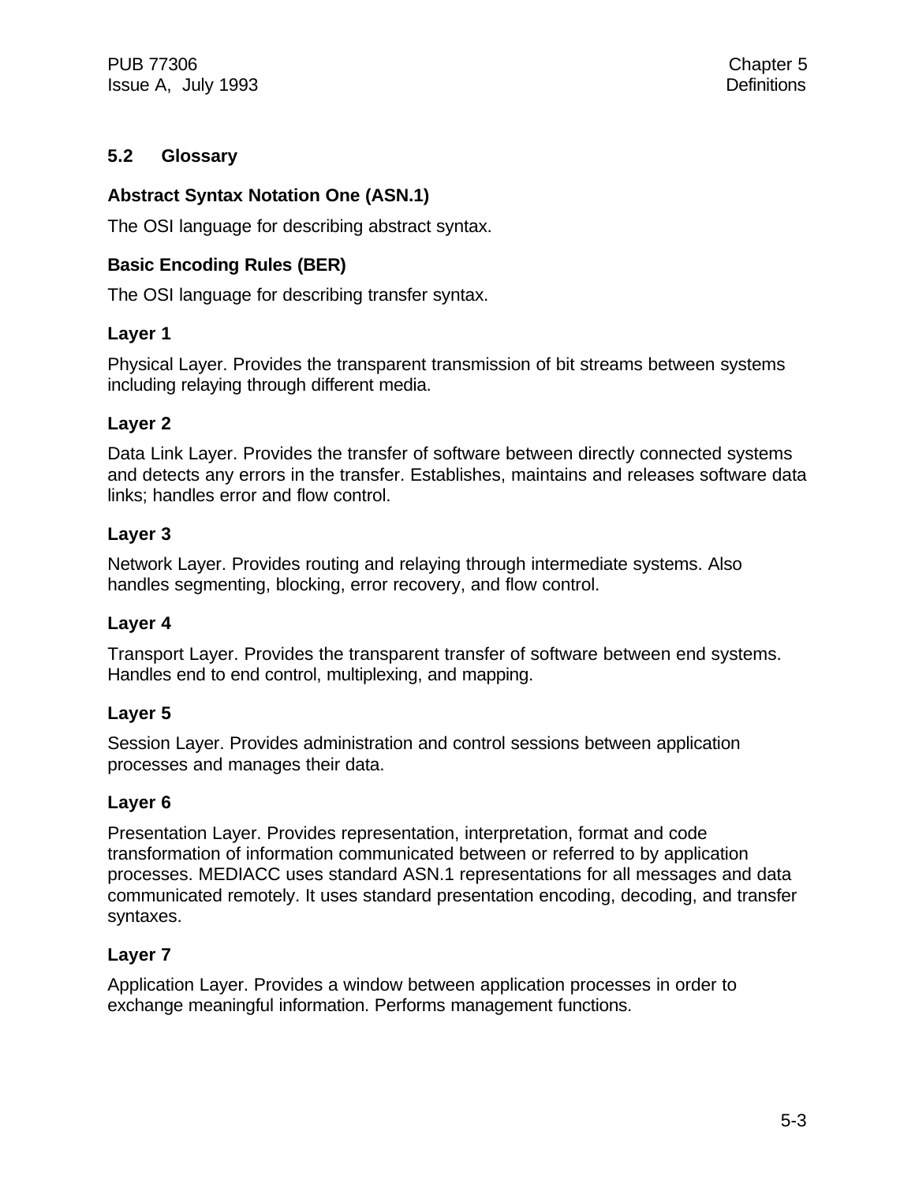## 5.2 Glossary

**Abstract Syntax Notation One (ASN.1)**

The OSI language for describing abstract syntax.

**Basic Encoding Rules (BER)**

The OSI language for describing transfer syntax.

**Layer 1**

Physical Layer. Provides the transparent transmission of bit streams between systems including relaying through different media.

**Layer 2**

Data Link Layer. Provides the transfer of software between directly connected systems and detects any errors in the transfer. Establishes, maintains and releases software data links; handles error and flow control.

**Layer 3**

Network Layer. Provides routing and relaying through intermediate systems. Also handles segmenting, blocking, error recovery, and flow control.

**Layer 4**

Transport Layer. Provides the transparent transfer of software between end systems. Handles end to end control, multiplexing, and mapping.

**Layer 5**

Session Layer. Provides administration and control sessions between application processes and manages their data.

**Layer 6**

Presentation Layer. Provides representation, interpretation, format and code transformation of information communicated between or referred to by application processes. MEDIACC uses standard ASN.1 representations for all messages and data communicated remotely. It uses standard presentation encoding, decoding, and transfer syntaxes.

**Layer 7**

Application Layer. Provides a window between application processes in order to exchange meaningful information. Performs management functions.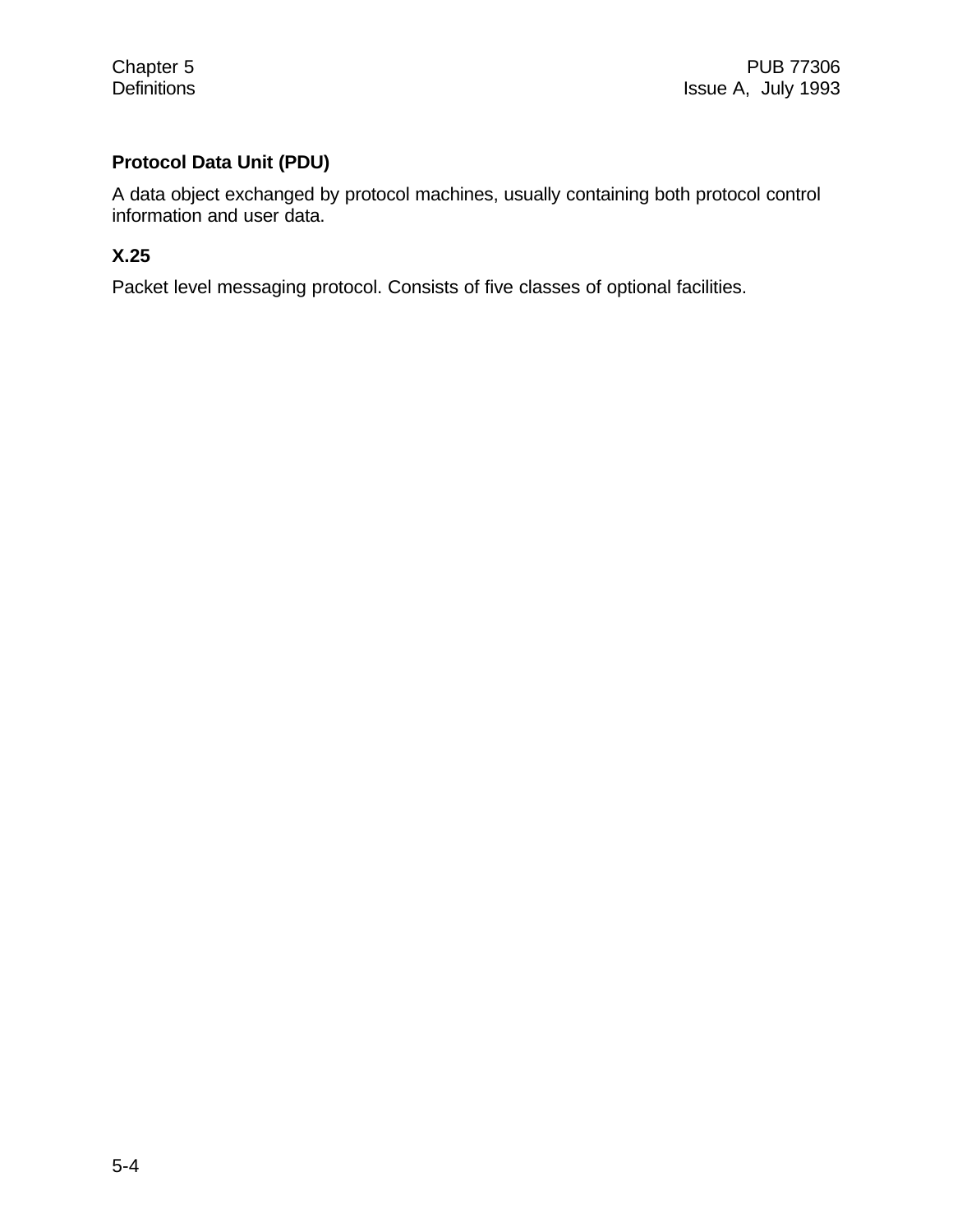**Protocol Data Unit (PDU)**

A data object exchanged by protocol machines, usually containing both protocol control information and user data.

**X.25**

Packet level messaging protocol. Consists of five classes of optional facilities.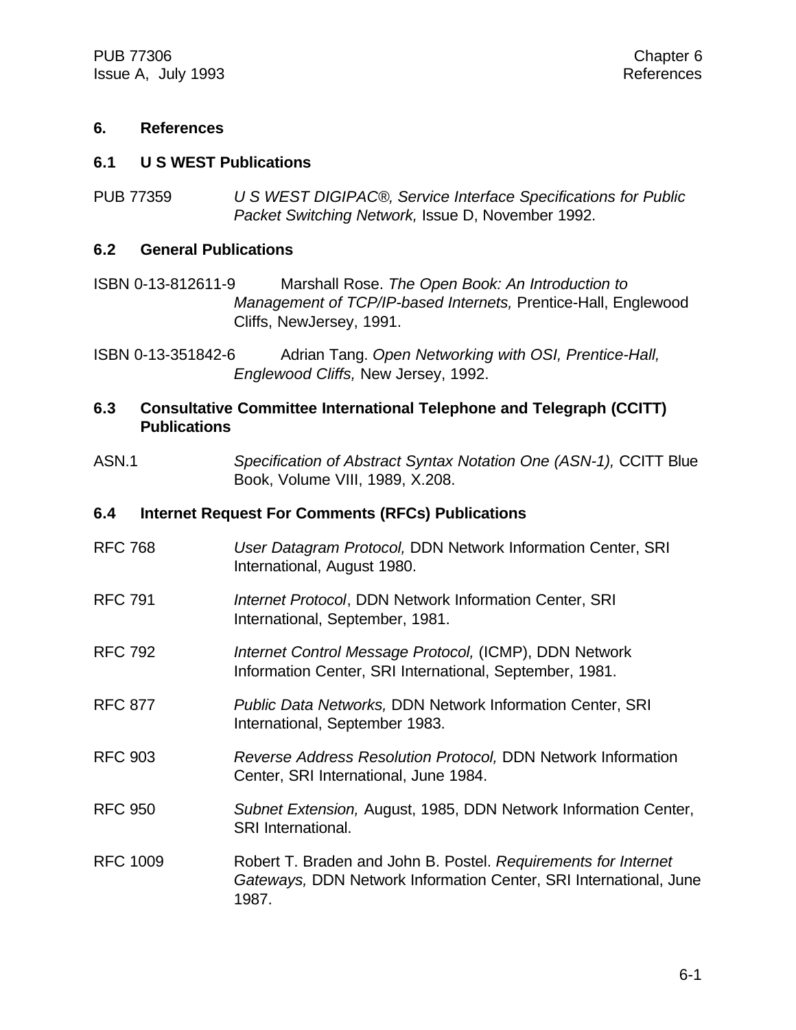# 6. References

## 6.1 U S WEST Publications

PUB 77359 — *U S WEST DIGIPAC®, Service Interface Specifications for Public Packet Switching Network,* Issue D, November 1992.

## 6.2 General Publications

ISBN 0-13-812611-9 — Marshall Rose. *The Open Book: An Introduction to Management of TCP/IP-based Internets,* Prentice-Hall, Englewood Cliffs, NewJersey, 1991.

ISBN 0-13-351842-6 — Adrian Tang. *Open Networking with OSI, Prentice-Hall, Englewood Cliffs,* New Jersey, 1992.

## 6.3 Consultative Committee International Telephone and Telegraph (CCITT) Publications

ASN.1 — *Specification of Abstract Syntax Notation One (ASN-1),* CCITT Blue Book, Volume VIII, 1989, X.208.

## 6.4 Internet Request For Comments (RFCs) Publications

RFC 768 — *User Datagram Protocol,* DDN Network Information Center, SRI International, August 1980.

RFC 791 — *Internet Protocol*, DDN Network Information Center, SRI International, September, 1981.

RFC 792 — *Internet Control Message Protocol,* (ICMP), DDN Network Information Center, SRI International, September, 1981.

RFC 877 — *Public Data Networks,* DDN Network Information Center, SRI International, September 1983.

RFC 903 — *Reverse Address Resolution Protocol,* DDN Network Information Center, SRI International, June 1984.

RFC 950 — *Subnet Extension,* August, 1985, DDN Network Information Center, SRI International.

RFC 1009 — Robert T. Braden and John B. Postel. *Requirements for Internet Gateways,* DDN Network Information Center, SRI International, June 1987.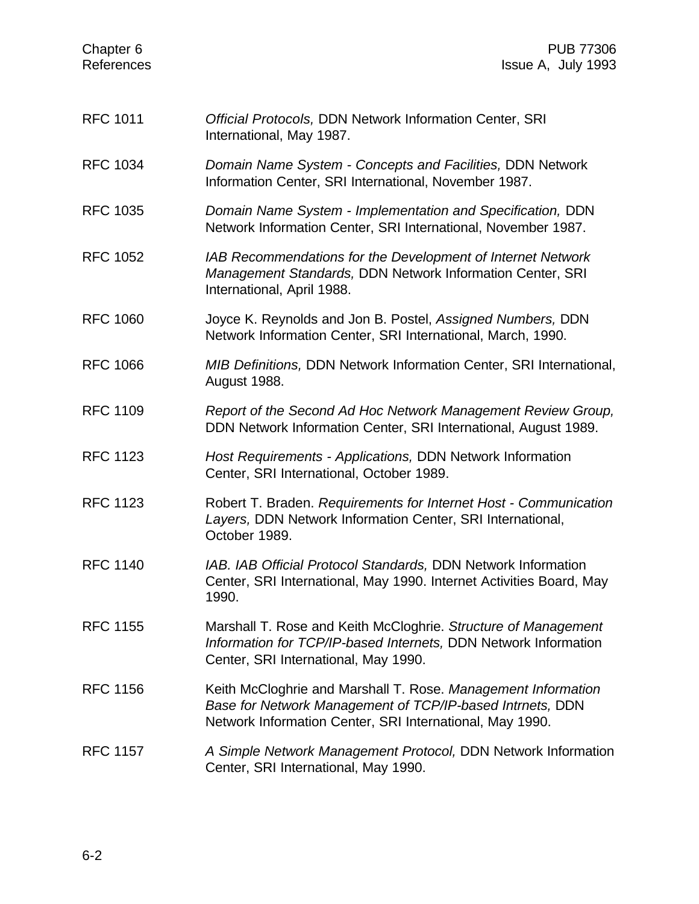RFC 1011 *Official Protocols,* DDN Network Information Center, SRI International, May 1987.

RFC 1034 *Domain Name System - Concepts and Facilities,* DDN Network Information Center, SRI International, November 1987.

RFC 1035 *Domain Name System - Implementation and Specification,* DDN Network Information Center, SRI International, November 1987.

RFC 1052 *IAB Recommendations for the Development of Internet Network Management Standards,* DDN Network Information Center, SRI International, April 1988.

RFC 1060 Joyce K. Reynolds and Jon B. Postel, *Assigned Numbers,* DDN Network Information Center, SRI International, March, 1990.

RFC 1066 *MIB Definitions,* DDN Network Information Center, SRI International, August 1988.

RFC 1109 *Report of the Second Ad Hoc Network Management Review Group,* DDN Network Information Center, SRI International, August 1989.

RFC 1123 *Host Requirements - Applications,* DDN Network Information Center, SRI International, October 1989.

RFC 1123 Robert T. Braden. *Requirements for Internet Host - Communication Layers,* DDN Network Information Center, SRI International, October 1989.

RFC 1140 *IAB. IAB Official Protocol Standards,* DDN Network Information Center, SRI International, May 1990. Internet Activities Board, May 1990.

RFC 1155 Marshall T. Rose and Keith McCloghrie. *Structure of Management Information for TCP/IP-based Internets,* DDN Network Information Center, SRI International, May 1990.

RFC 1156 Keith McCloghrie and Marshall T. Rose. *Management Information Base for Network Management of TCP/IP-based Intrnets,* DDN Network Information Center, SRI International, May 1990.

RFC 1157 *A Simple Network Management Protocol,* DDN Network Information Center, SRI International, May 1990.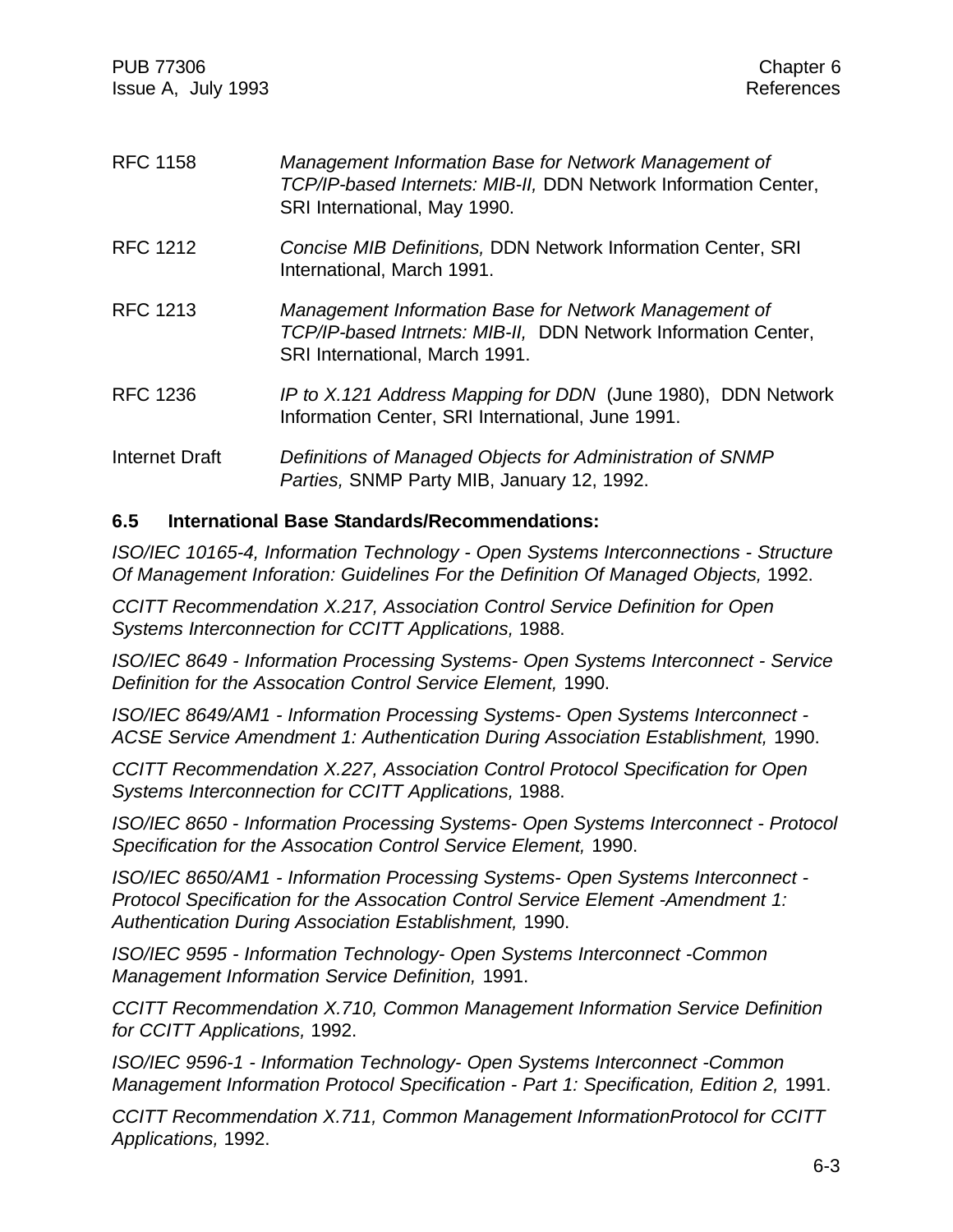| | |
|---|---|
| RFC 1158 | *Management Information Base for Network Management of TCP/IP-based Internets: MIB-II,* DDN Network Information Center, SRI International, May 1990. |
| RFC 1212 | *Concise MIB Definitions,* DDN Network Information Center, SRI International, March 1991. |
| RFC 1213 | *Management Information Base for Network Management of TCP/IP-based Intrnets: MIB-II,* DDN Network Information Center, SRI International, March 1991. |
| RFC 1236 | *IP to X.121 Address Mapping for DDN* (June 1980), DDN Network Information Center, SRI International, June 1991. |
| Internet Draft | *Definitions of Managed Objects for Administration of SNMP Parties,* SNMP Party MIB, January 12, 1992. |

### 6.5 International Base Standards/Recommendations:

*ISO/IEC 10165-4, Information Technology - Open Systems Interconnections - Structure Of Management Inforation: Guidelines For the Definition Of Managed Objects,* 1992.

*CCITT Recommendation X.217, Association Control Service Definition for Open Systems Interconnection for CCITT Applications,* 1988.

*ISO/IEC 8649 - Information Processing Systems- Open Systems Interconnect - Service Definition for the Assocation Control Service Element,* 1990.

*ISO/IEC 8649/AM1 - Information Processing Systems- Open Systems Interconnect - ACSE Service Amendment 1: Authentication During Association Establishment,* 1990.

*CCITT Recommendation X.227, Association Control Protocol Specification for Open Systems Interconnection for CCITT Applications,* 1988.

*ISO/IEC 8650 - Information Processing Systems- Open Systems Interconnect - Protocol Specification for the Assocation Control Service Element,* 1990.

*ISO/IEC 8650/AM1 - Information Processing Systems- Open Systems Interconnect - Protocol Specification for the Assocation Control Service Element -Amendment 1: Authentication During Association Establishment,* 1990.

*ISO/IEC 9595 - Information Technology- Open Systems Interconnect -Common Management Information Service Definition,* 1991.

*CCITT Recommendation X.710, Common Management Information Service Definition for CCITT Applications,* 1992.

*ISO/IEC 9596-1 - Information Technology- Open Systems Interconnect -Common Management Information Protocol Specification - Part 1: Specification, Edition 2,* 1991.

*CCITT Recommendation X.711, Common Management InformationProtocol for CCITT Applications,* 1992.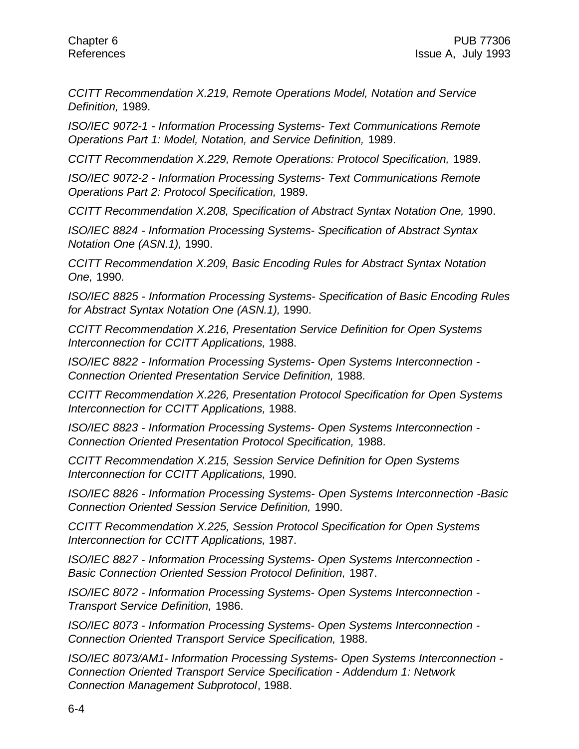*CCITT Recommendation X.219, Remote Operations Model, Notation and Service Definition,* 1989.

*ISO/IEC 9072-1 - Information Processing Systems- Text Communications Remote Operations Part 1: Model, Notation, and Service Definition,* 1989.

*CCITT Recommendation X.229, Remote Operations: Protocol Specification,* 1989.

*ISO/IEC 9072-2 - Information Processing Systems- Text Communications Remote Operations Part 2: Protocol Specification,* 1989.

*CCITT Recommendation X.208, Specification of Abstract Syntax Notation One,* 1990.

*ISO/IEC 8824 - Information Processing Systems- Specification of Abstract Syntax Notation One (ASN.1),* 1990.

*CCITT Recommendation X.209, Basic Encoding Rules for Abstract Syntax Notation One,* 1990.

*ISO/IEC 8825 - Information Processing Systems- Specification of Basic Encoding Rules for Abstract Syntax Notation One (ASN.1),* 1990.

*CCITT Recommendation X.216, Presentation Service Definition for Open Systems Interconnection for CCITT Applications,* 1988.

*ISO/IEC 8822 - Information Processing Systems- Open Systems Interconnection - Connection Oriented Presentation Service Definition,* 1988.

*CCITT Recommendation X.226, Presentation Protocol Specification for Open Systems Interconnection for CCITT Applications,* 1988.

*ISO/IEC 8823 - Information Processing Systems- Open Systems Interconnection - Connection Oriented Presentation Protocol Specification,* 1988.

*CCITT Recommendation X.215, Session Service Definition for Open Systems Interconnection for CCITT Applications,* 1990.

*ISO/IEC 8826 - Information Processing Systems- Open Systems Interconnection -Basic Connection Oriented Session Service Definition,* 1990.

*CCITT Recommendation X.225, Session Protocol Specification for Open Systems Interconnection for CCITT Applications,* 1987.

*ISO/IEC 8827 - Information Processing Systems- Open Systems Interconnection - Basic Connection Oriented Session Protocol Definition,* 1987.

*ISO/IEC 8072 - Information Processing Systems- Open Systems Interconnection - Transport Service Definition,* 1986.

*ISO/IEC 8073 - Information Processing Systems- Open Systems Interconnection - Connection Oriented Transport Service Specification,* 1988.

*ISO/IEC 8073/AM1- Information Processing Systems- Open Systems Interconnection - Connection Oriented Transport Service Specification - Addendum 1: Network Connection Management Subprotocol*, 1988.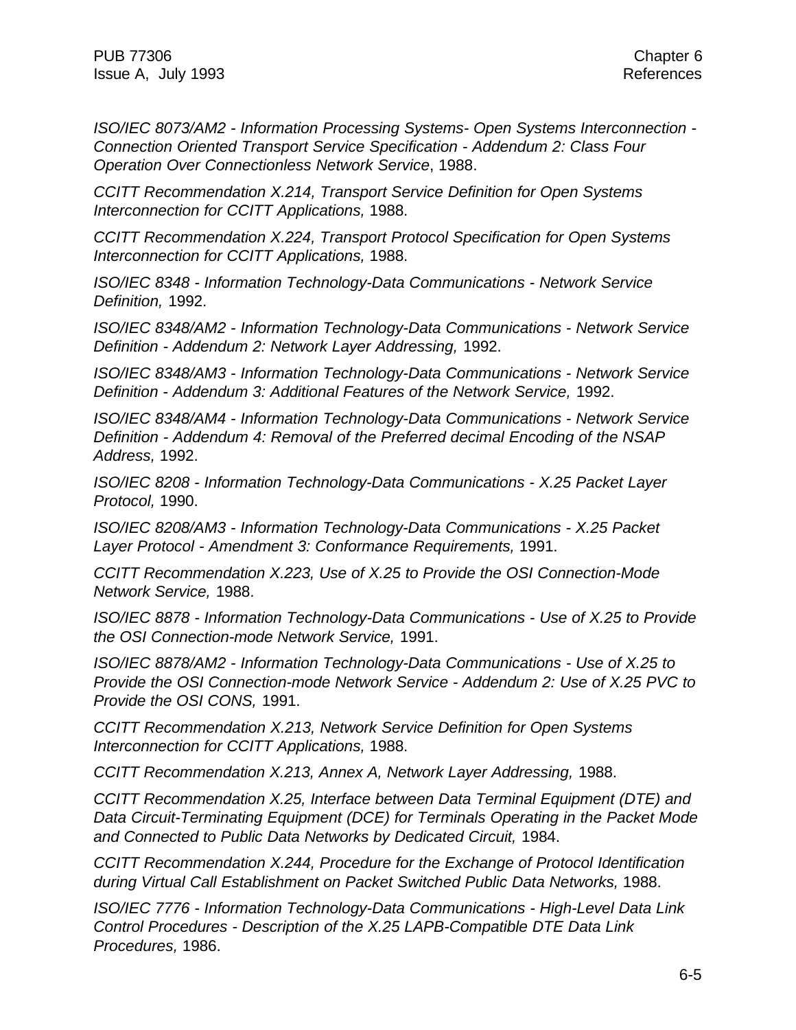*ISO/IEC 8073/AM2 - Information Processing Systems- Open Systems Interconnection - Connection Oriented Transport Service Specification - Addendum 2: Class Four Operation Over Connectionless Network Service*, 1988.

*CCITT Recommendation X.214, Transport Service Definition for Open Systems Interconnection for CCITT Applications,* 1988.

*CCITT Recommendation X.224, Transport Protocol Specification for Open Systems Interconnection for CCITT Applications,* 1988.

*ISO/IEC 8348 - Information Technology-Data Communications - Network Service Definition,* 1992.

*ISO/IEC 8348/AM2 - Information Technology-Data Communications - Network Service Definition - Addendum 2: Network Layer Addressing,* 1992.

*ISO/IEC 8348/AM3 - Information Technology-Data Communications - Network Service Definition - Addendum 3: Additional Features of the Network Service,* 1992.

*ISO/IEC 8348/AM4 - Information Technology-Data Communications - Network Service Definition - Addendum 4: Removal of the Preferred decimal Encoding of the NSAP Address,* 1992.

*ISO/IEC 8208 - Information Technology-Data Communications - X.25 Packet Layer Protocol,* 1990.

*ISO/IEC 8208/AM3 - Information Technology-Data Communications - X.25 Packet Layer Protocol - Amendment 3: Conformance Requirements,* 1991.

*CCITT Recommendation X.223, Use of X.25 to Provide the OSI Connection-Mode Network Service,* 1988.

*ISO/IEC 8878 - Information Technology-Data Communications - Use of X.25 to Provide the OSI Connection-mode Network Service,* 1991.

*ISO/IEC 8878/AM2 - Information Technology-Data Communications - Use of X.25 to Provide the OSI Connection-mode Network Service - Addendum 2: Use of X.25 PVC to Provide the OSI CONS,* 1991.

*CCITT Recommendation X.213, Network Service Definition for Open Systems Interconnection for CCITT Applications,* 1988.

*CCITT Recommendation X.213, Annex A, Network Layer Addressing,* 1988.

*CCITT Recommendation X.25, Interface between Data Terminal Equipment (DTE) and Data Circuit-Terminating Equipment (DCE) for Terminals Operating in the Packet Mode and Connected to Public Data Networks by Dedicated Circuit,* 1984.

*CCITT Recommendation X.244, Procedure for the Exchange of Protocol Identification during Virtual Call Establishment on Packet Switched Public Data Networks,* 1988.

*ISO/IEC 7776 - Information Technology-Data Communications - High-Level Data Link Control Procedures - Description of the X.25 LAPB-Compatible DTE Data Link Procedures,* 1986.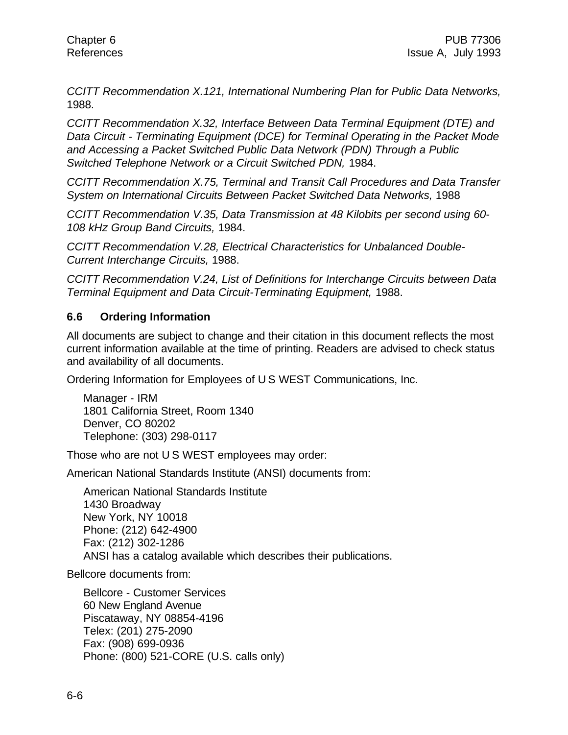*CCITT Recommendation X.121, International Numbering Plan for Public Data Networks,* 1988.

*CCITT Recommendation X.32, Interface Between Data Terminal Equipment (DTE) and Data Circuit - Terminating Equipment (DCE) for Terminal Operating in the Packet Mode and Accessing a Packet Switched Public Data Network (PDN) Through a Public Switched Telephone Network or a Circuit Switched PDN,* 1984.

*CCITT Recommendation X.75, Terminal and Transit Call Procedures and Data Transfer System on International Circuits Between Packet Switched Data Networks,* 1988

*CCITT Recommendation V.35, Data Transmission at 48 Kilobits per second using 60-108 kHz Group Band Circuits,* 1984.

*CCITT Recommendation V.28, Electrical Characteristics for Unbalanced Double-Current Interchange Circuits,* 1988.

*CCITT Recommendation V.24, List of Definitions for Interchange Circuits between Data Terminal Equipment and Data Circuit-Terminating Equipment,* 1988.

### 6.6 Ordering Information

All documents are subject to change and their citation in this document reflects the most current information available at the time of printing. Readers are advised to check status and availability of all documents.

Ordering Information for Employees of U S WEST Communications, Inc.

Manager - IRM
1801 California Street, Room 1340
Denver, CO 80202
Telephone: (303) 298-0117

Those who are not U S WEST employees may order:

American National Standards Institute (ANSI) documents from:

American National Standards Institute
1430 Broadway
New York, NY 10018
Phone: (212) 642-4900
Fax: (212) 302-1286
ANSI has a catalog available which describes their publications.

Bellcore documents from:

Bellcore - Customer Services
60 New England Avenue
Piscataway, NY 08854-4196
Telex: (201) 275-2090
Fax: (908) 699-0936
Phone: (800) 521-CORE (U.S. calls only)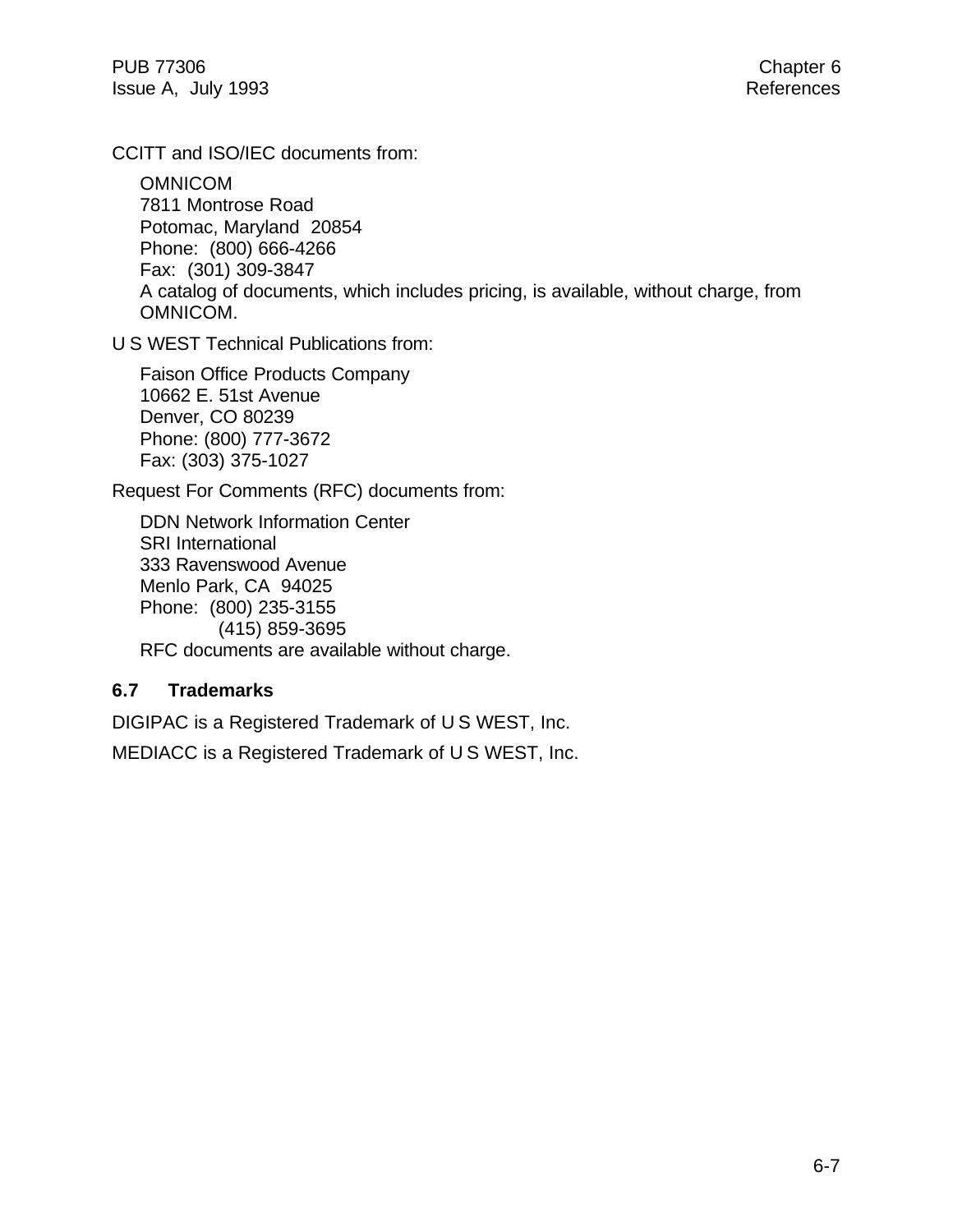CCITT and ISO/IEC documents from:

OMNICOM
7811 Montrose Road
Potomac, Maryland 20854
Phone: (800) 666-4266
Fax: (301) 309-3847
A catalog of documents, which includes pricing, is available, without charge, from OMNICOM.

U S WEST Technical Publications from:

Faison Office Products Company
10662 E. 51st Avenue
Denver, CO 80239
Phone: (800) 777-3672
Fax: (303) 375-1027

Request For Comments (RFC) documents from:

DDN Network Information Center
SRI International
333 Ravenswood Avenue
Menlo Park, CA 94025
Phone: (800) 235-3155
(415) 859-3695
RFC documents are available without charge.

## 6.7 Trademarks

DIGIPAC is a Registered Trademark of U S WEST, Inc.

MEDIACC is a Registered Trademark of U S WEST, Inc.